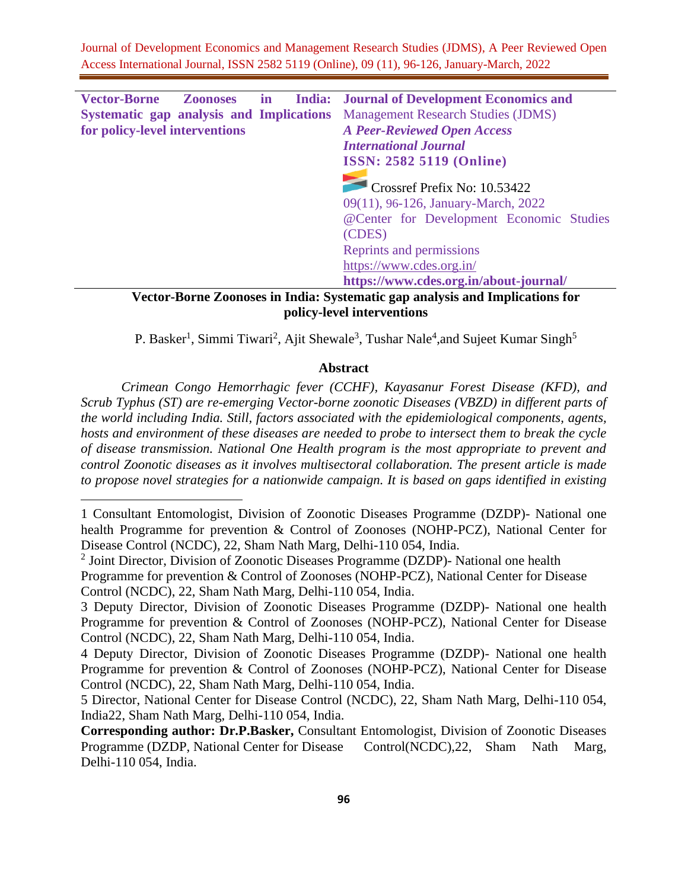| Vector-Borne Zoonoses in India: Systematic gap analysis and Implications for policy-level interventions | **Journal of Development Economics and** Management Research Studies (JDMS) ***A Peer-Reviewed Open Access International Journal*** **ISSN: 2582 5119 (Online)** Crossref Prefix No: 10.53422 09(11), 96-126, January-March, 2022 @Center for Development Economic Studies (CDES) Reprints and permissions https://www.cdes.org.in/ **https://www.cdes.org.in/about-journal/** |
|---|---|

# Vector-Borne Zoonoses in India: Systematic gap analysis and Implications for policy-level interventions

P. Basker[1], Simmi Tiwari[2], Ajit Shewale[3], Tushar Nale[4],and Sujeet Kumar Singh[5]

## Abstract

*Crimean Congo Hemorrhagic fever (CCHF), Kayasanur Forest Disease (KFD), and Scrub Typhus (ST) are re-emerging Vector-borne zoonotic Diseases (VBZD) in different parts of the world including India. Still, factors associated with the epidemiological components, agents, hosts and environment of these diseases are needed to probe to intersect them to break the cycle of disease transmission. National One Health program is the most appropriate to prevent and control Zoonotic diseases as it involves multisectoral collaboration. The present article is made to propose novel strategies for a nationwide campaign. It is based on gaps identified in existing*

---

1 Consultant Entomologist, Division of Zoonotic Diseases Programme (DZDP)- National one health Programme for prevention & Control of Zoonoses (NOHP-PCZ), National Center for Disease Control (NCDC), 22, Sham Nath Marg, Delhi-110 054, India.

2 Joint Director, Division of Zoonotic Diseases Programme (DZDP)- National one health Programme for prevention & Control of Zoonoses (NOHP-PCZ), National Center for Disease Control (NCDC), 22, Sham Nath Marg, Delhi-110 054, India.

3 Deputy Director, Division of Zoonotic Diseases Programme (DZDP)- National one health Programme for prevention & Control of Zoonoses (NOHP-PCZ), National Center for Disease Control (NCDC), 22, Sham Nath Marg, Delhi-110 054, India.

4 Deputy Director, Division of Zoonotic Diseases Programme (DZDP)- National one health Programme for prevention & Control of Zoonoses (NOHP-PCZ), National Center for Disease Control (NCDC), 22, Sham Nath Marg, Delhi-110 054, India.

5 Director, National Center for Disease Control (NCDC), 22, Sham Nath Marg, Delhi-110 054, India22, Sham Nath Marg, Delhi-110 054, India.

**Corresponding author: Dr.P.Basker,** Consultant Entomologist, Division of Zoonotic Diseases Programme (DZDP, National Center for Disease Control(NCDC),22, Sham Nath Marg, Delhi-110 054, India.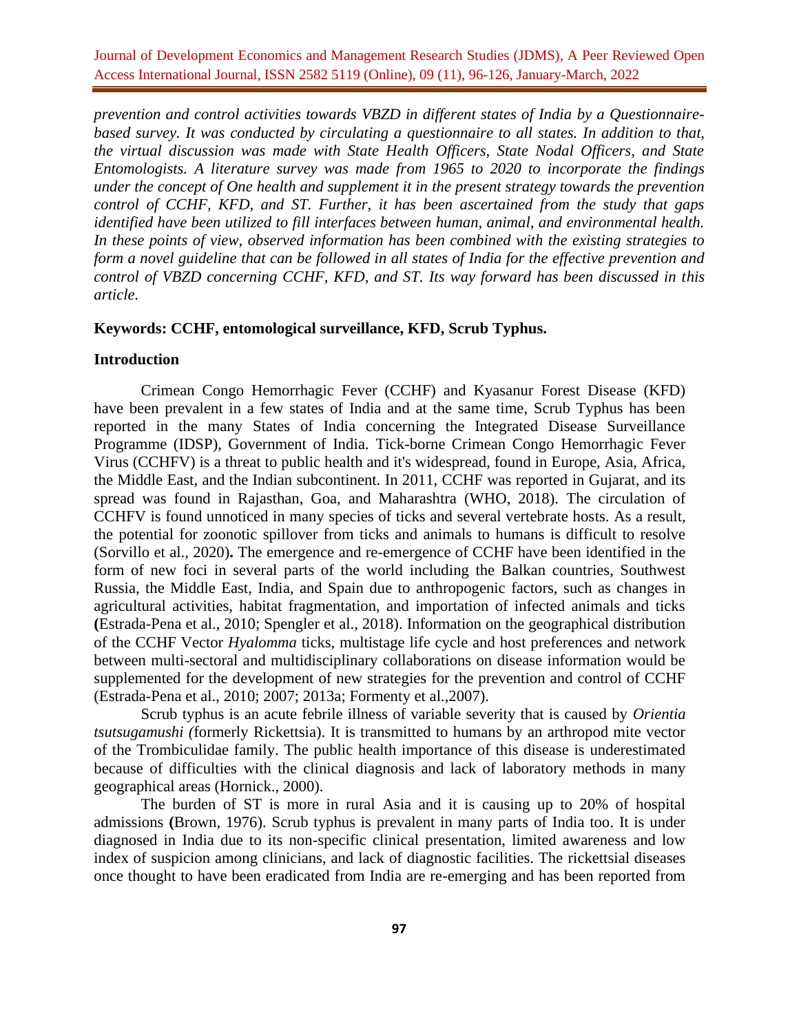*prevention and control activities towards VBZD in different states of India by a Questionnaire-based survey. It was conducted by circulating a questionnaire to all states. In addition to that, the virtual discussion was made with State Health Officers, State Nodal Officers, and State Entomologists. A literature survey was made from 1965 to 2020 to incorporate the findings under the concept of One health and supplement it in the present strategy towards the prevention control of CCHF, KFD, and ST. Further, it has been ascertained from the study that gaps identified have been utilized to fill interfaces between human, animal, and environmental health. In these points of view, observed information has been combined with the existing strategies to form a novel guideline that can be followed in all states of India for the effective prevention and control of VBZD concerning CCHF, KFD, and ST. Its way forward has been discussed in this article.*

**Keywords: CCHF, entomological surveillance, KFD, Scrub Typhus.**

## Introduction

Crimean Congo Hemorrhagic Fever (CCHF) and Kyasanur Forest Disease (KFD) have been prevalent in a few states of India and at the same time, Scrub Typhus has been reported in the many States of India concerning the Integrated Disease Surveillance Programme (IDSP), Government of India. Tick-borne Crimean Congo Hemorrhagic Fever Virus (CCHFV) is a threat to public health and it's widespread, found in Europe, Asia, Africa, the Middle East, and the Indian subcontinent. In 2011, CCHF was reported in Gujarat, and its spread was found in Rajasthan, Goa, and Maharashtra (WHO, 2018). The circulation of CCHFV is found unnoticed in many species of ticks and several vertebrate hosts. As a result, the potential for zoonotic spillover from ticks and animals to humans is difficult to resolve (Sorvillo et al., 2020)**.** The emergence and re-emergence of CCHF have been identified in the form of new foci in several parts of the world including the Balkan countries, Southwest Russia, the Middle East, India, and Spain due to anthropogenic factors, such as changes in agricultural activities, habitat fragmentation, and importation of infected animals and ticks **(**Estrada-Pena et al., 2010; Spengler et al., 2018). Information on the geographical distribution of the CCHF Vector *Hyalomma* ticks, multistage life cycle and host preferences and network between multi-sectoral and multidisciplinary collaborations on disease information would be supplemented for the development of new strategies for the prevention and control of CCHF (Estrada-Pena et al., 2010; 2007; 2013a; Formenty et al.,2007).

Scrub typhus is an acute febrile illness of variable severity that is caused by *Orientia tsutsugamushi (*formerly Rickettsia). It is transmitted to humans by an arthropod mite vector of the Trombiculidae family. The public health importance of this disease is underestimated because of difficulties with the clinical diagnosis and lack of laboratory methods in many geographical areas (Hornick., 2000).

The burden of ST is more in rural Asia and it is causing up to 20% of hospital admissions **(**Brown, 1976). Scrub typhus is prevalent in many parts of India too. It is under diagnosed in India due to its non-specific clinical presentation, limited awareness and low index of suspicion among clinicians, and lack of diagnostic facilities. The rickettsial diseases once thought to have been eradicated from India are re-emerging and has been reported from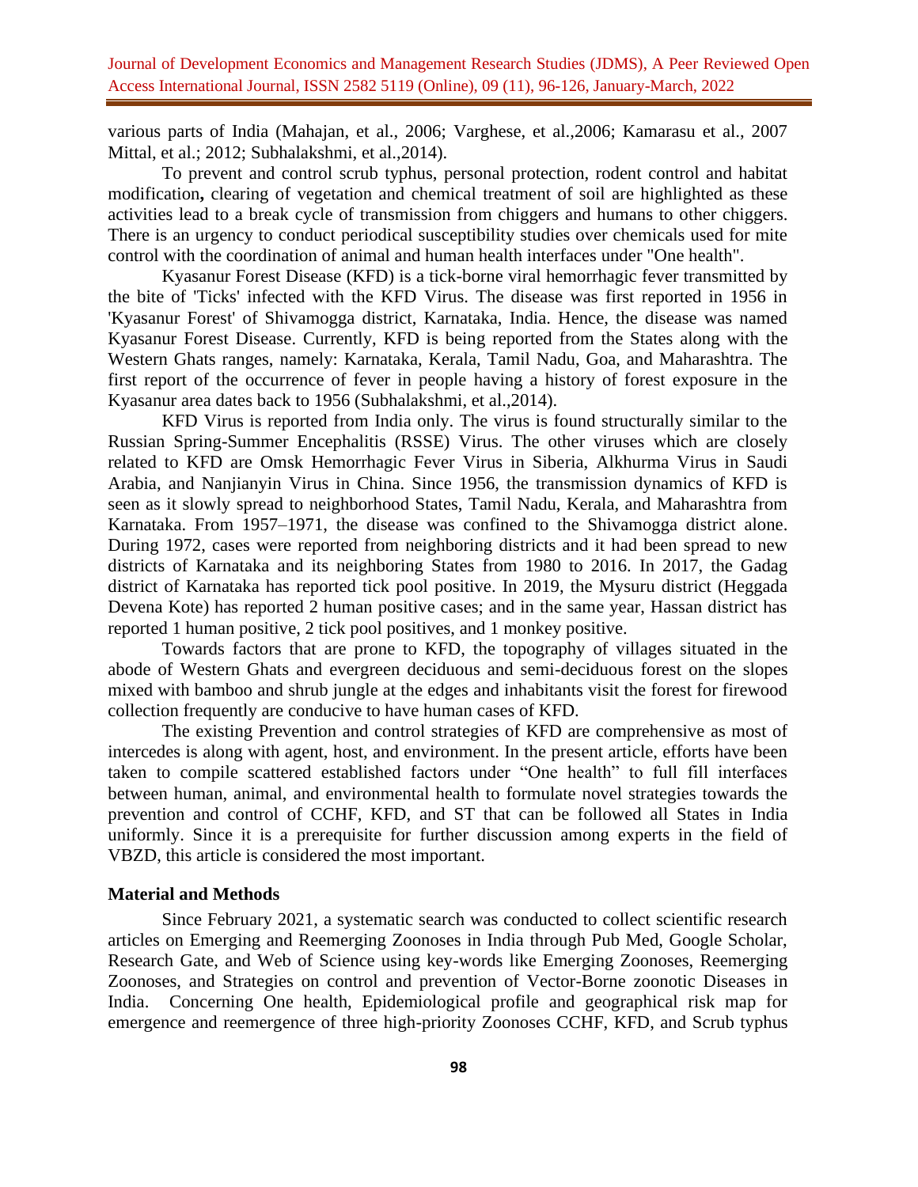various parts of India (Mahajan, et al., 2006; Varghese, et al.,2006; Kamarasu et al., 2007 Mittal, et al.; 2012; Subhalakshmi, et al.,2014).

To prevent and control scrub typhus, personal protection, rodent control and habitat modification**,** clearing of vegetation and chemical treatment of soil are highlighted as these activities lead to a break cycle of transmission from chiggers and humans to other chiggers. There is an urgency to conduct periodical susceptibility studies over chemicals used for mite control with the coordination of animal and human health interfaces under "One health".

Kyasanur Forest Disease (KFD) is a tick-borne viral hemorrhagic fever transmitted by the bite of 'Ticks' infected with the KFD Virus. The disease was first reported in 1956 in 'Kyasanur Forest' of Shivamogga district, Karnataka, India. Hence, the disease was named Kyasanur Forest Disease. Currently, KFD is being reported from the States along with the Western Ghats ranges, namely: Karnataka, Kerala, Tamil Nadu, Goa, and Maharashtra. The first report of the occurrence of fever in people having a history of forest exposure in the Kyasanur area dates back to 1956 (Subhalakshmi, et al.,2014).

KFD Virus is reported from India only. The virus is found structurally similar to the Russian Spring-Summer Encephalitis (RSSE) Virus. The other viruses which are closely related to KFD are Omsk Hemorrhagic Fever Virus in Siberia, Alkhurma Virus in Saudi Arabia, and Nanjianyin Virus in China. Since 1956, the transmission dynamics of KFD is seen as it slowly spread to neighborhood States, Tamil Nadu, Kerala, and Maharashtra from Karnataka. From 1957–1971, the disease was confined to the Shivamogga district alone. During 1972, cases were reported from neighboring districts and it had been spread to new districts of Karnataka and its neighboring States from 1980 to 2016. In 2017, the Gadag district of Karnataka has reported tick pool positive. In 2019, the Mysuru district (Heggada Devena Kote) has reported 2 human positive cases; and in the same year, Hassan district has reported 1 human positive, 2 tick pool positives, and 1 monkey positive.

Towards factors that are prone to KFD, the topography of villages situated in the abode of Western Ghats and evergreen deciduous and semi-deciduous forest on the slopes mixed with bamboo and shrub jungle at the edges and inhabitants visit the forest for firewood collection frequently are conducive to have human cases of KFD.

The existing Prevention and control strategies of KFD are comprehensive as most of intercedes is along with agent, host, and environment. In the present article, efforts have been taken to compile scattered established factors under "One health" to full fill interfaces between human, animal, and environmental health to formulate novel strategies towards the prevention and control of CCHF, KFD, and ST that can be followed all States in India uniformly. Since it is a prerequisite for further discussion among experts in the field of VBZD, this article is considered the most important.

## Material and Methods

Since February 2021, a systematic search was conducted to collect scientific research articles on Emerging and Reemerging Zoonoses in India through Pub Med, Google Scholar, Research Gate, and Web of Science using key-words like Emerging Zoonoses, Reemerging Zoonoses, and Strategies on control and prevention of Vector-Borne zoonotic Diseases in India. Concerning One health, Epidemiological profile and geographical risk map for emergence and reemergence of three high-priority Zoonoses CCHF, KFD, and Scrub typhus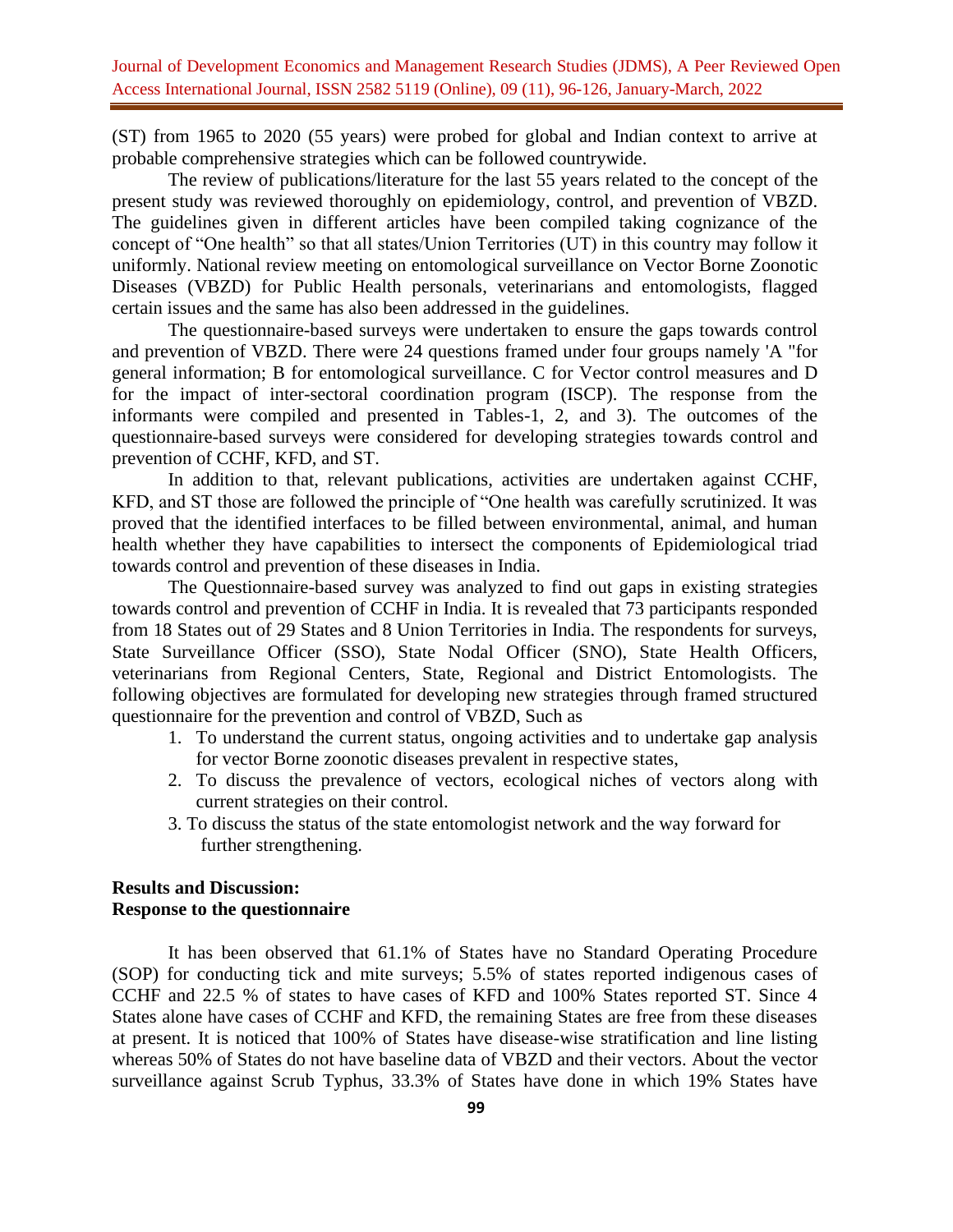(ST) from 1965 to 2020 (55 years) were probed for global and Indian context to arrive at probable comprehensive strategies which can be followed countrywide.

The review of publications/literature for the last 55 years related to the concept of the present study was reviewed thoroughly on epidemiology, control, and prevention of VBZD. The guidelines given in different articles have been compiled taking cognizance of the concept of "One health" so that all states/Union Territories (UT) in this country may follow it uniformly. National review meeting on entomological surveillance on Vector Borne Zoonotic Diseases (VBZD) for Public Health personals, veterinarians and entomologists, flagged certain issues and the same has also been addressed in the guidelines.

The questionnaire-based surveys were undertaken to ensure the gaps towards control and prevention of VBZD. There were 24 questions framed under four groups namely 'A "for general information; B for entomological surveillance. C for Vector control measures and D for the impact of inter-sectoral coordination program (ISCP). The response from the informants were compiled and presented in Tables-1, 2, and 3). The outcomes of the questionnaire-based surveys were considered for developing strategies towards control and prevention of CCHF, KFD, and ST.

In addition to that, relevant publications, activities are undertaken against CCHF, KFD, and ST those are followed the principle of "One health was carefully scrutinized. It was proved that the identified interfaces to be filled between environmental, animal, and human health whether they have capabilities to intersect the components of Epidemiological triad towards control and prevention of these diseases in India.

The Questionnaire-based survey was analyzed to find out gaps in existing strategies towards control and prevention of CCHF in India. It is revealed that 73 participants responded from 18 States out of 29 States and 8 Union Territories in India. The respondents for surveys, State Surveillance Officer (SSO), State Nodal Officer (SNO), State Health Officers, veterinarians from Regional Centers, State, Regional and District Entomologists. The following objectives are formulated for developing new strategies through framed structured questionnaire for the prevention and control of VBZD, Such as

1. To understand the current status, ongoing activities and to undertake gap analysis for vector Borne zoonotic diseases prevalent in respective states,
2. To discuss the prevalence of vectors, ecological niches of vectors along with current strategies on their control.
3. To discuss the status of the state entomologist network and the way forward for further strengthening.

**Results and Discussion:**

**Response to the questionnaire**

It has been observed that 61.1% of States have no Standard Operating Procedure (SOP) for conducting tick and mite surveys; 5.5% of states reported indigenous cases of CCHF and 22.5 % of states to have cases of KFD and 100% States reported ST. Since 4 States alone have cases of CCHF and KFD, the remaining States are free from these diseases at present. It is noticed that 100% of States have disease-wise stratification and line listing whereas 50% of States do not have baseline data of VBZD and their vectors. About the vector surveillance against Scrub Typhus, 33.3% of States have done in which 19% States have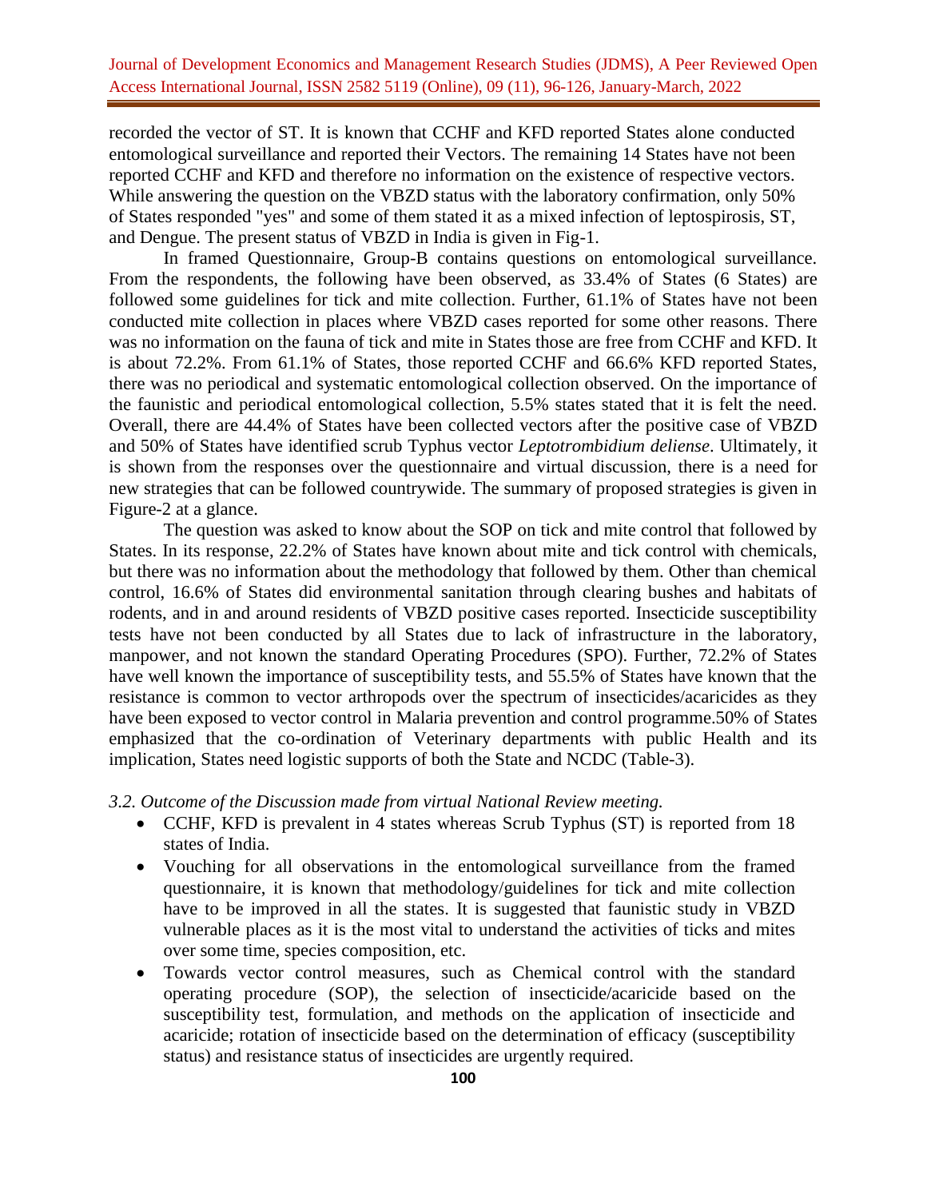recorded the vector of ST. It is known that CCHF and KFD reported States alone conducted entomological surveillance and reported their Vectors. The remaining 14 States have not been reported CCHF and KFD and therefore no information on the existence of respective vectors. While answering the question on the VBZD status with the laboratory confirmation, only 50% of States responded "yes" and some of them stated it as a mixed infection of leptospirosis, ST, and Dengue. The present status of VBZD in India is given in Fig-1.

In framed Questionnaire, Group-B contains questions on entomological surveillance. From the respondents, the following have been observed, as 33.4% of States (6 States) are followed some guidelines for tick and mite collection. Further, 61.1% of States have not been conducted mite collection in places where VBZD cases reported for some other reasons. There was no information on the fauna of tick and mite in States those are free from CCHF and KFD. It is about 72.2%. From 61.1% of States, those reported CCHF and 66.6% KFD reported States, there was no periodical and systematic entomological collection observed. On the importance of the faunistic and periodical entomological collection, 5.5% states stated that it is felt the need. Overall, there are 44.4% of States have been collected vectors after the positive case of VBZD and 50% of States have identified scrub Typhus vector *Leptotrombidium deliense*. Ultimately, it is shown from the responses over the questionnaire and virtual discussion, there is a need for new strategies that can be followed countrywide. The summary of proposed strategies is given in Figure-2 at a glance.

The question was asked to know about the SOP on tick and mite control that followed by States. In its response, 22.2% of States have known about mite and tick control with chemicals, but there was no information about the methodology that followed by them. Other than chemical control, 16.6% of States did environmental sanitation through clearing bushes and habitats of rodents, and in and around residents of VBZD positive cases reported. Insecticide susceptibility tests have not been conducted by all States due to lack of infrastructure in the laboratory, manpower, and not known the standard Operating Procedures (SPO). Further, 72.2% of States have well known the importance of susceptibility tests, and 55.5% of States have known that the resistance is common to vector arthropods over the spectrum of insecticides/acaricides as they have been exposed to vector control in Malaria prevention and control programme.50% of States emphasized that the co-ordination of Veterinary departments with public Health and its implication, States need logistic supports of both the State and NCDC (Table-3).

*3.2. Outcome of the Discussion made from virtual National Review meeting.*

- CCHF, KFD is prevalent in 4 states whereas Scrub Typhus (ST) is reported from 18 states of India.
- Vouching for all observations in the entomological surveillance from the framed questionnaire, it is known that methodology/guidelines for tick and mite collection have to be improved in all the states. It is suggested that faunistic study in VBZD vulnerable places as it is the most vital to understand the activities of ticks and mites over some time, species composition, etc.
- Towards vector control measures, such as Chemical control with the standard operating procedure (SOP), the selection of insecticide/acaricide based on the susceptibility test, formulation, and methods on the application of insecticide and acaricide; rotation of insecticide based on the determination of efficacy (susceptibility status) and resistance status of insecticides are urgently required.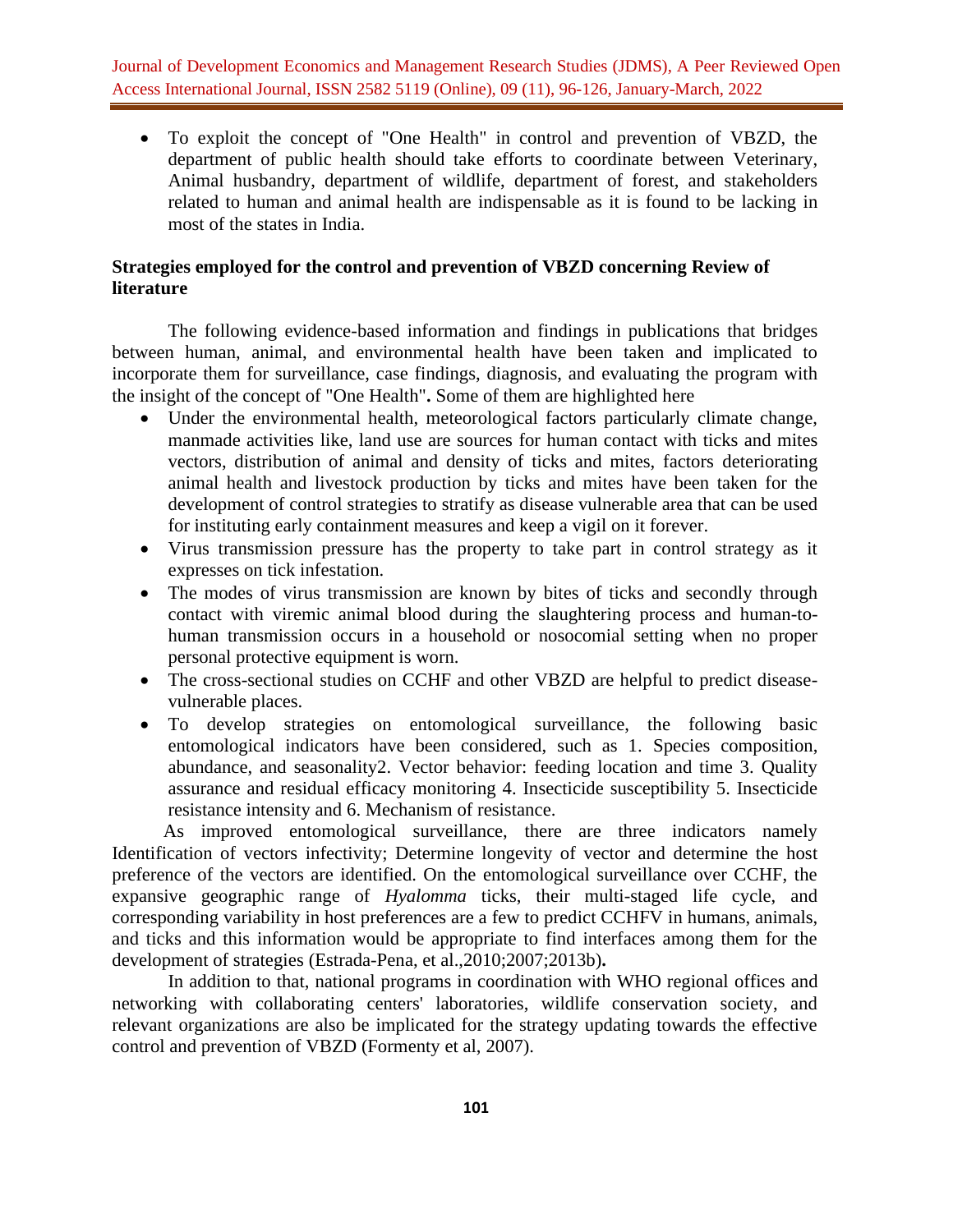- To exploit the concept of "One Health" in control and prevention of VBZD, the department of public health should take efforts to coordinate between Veterinary, Animal husbandry, department of wildlife, department of forest, and stakeholders related to human and animal health are indispensable as it is found to be lacking in most of the states in India.

**Strategies employed for the control and prevention of VBZD concerning Review of literature**

The following evidence-based information and findings in publications that bridges between human, animal, and environmental health have been taken and implicated to incorporate them for surveillance, case findings, diagnosis, and evaluating the program with the insight of the concept of "One Health"**.** Some of them are highlighted here

- Under the environmental health, meteorological factors particularly climate change, manmade activities like, land use are sources for human contact with ticks and mites vectors, distribution of animal and density of ticks and mites, factors deteriorating animal health and livestock production by ticks and mites have been taken for the development of control strategies to stratify as disease vulnerable area that can be used for instituting early containment measures and keep a vigil on it forever.
- Virus transmission pressure has the property to take part in control strategy as it expresses on tick infestation.
- The modes of virus transmission are known by bites of ticks and secondly through contact with viremic animal blood during the slaughtering process and human-to-human transmission occurs in a household or nosocomial setting when no proper personal protective equipment is worn.
- The cross-sectional studies on CCHF and other VBZD are helpful to predict disease-vulnerable places.
- To develop strategies on entomological surveillance, the following basic entomological indicators have been considered, such as 1. Species composition, abundance, and seasonality2. Vector behavior: feeding location and time 3. Quality assurance and residual efficacy monitoring 4. Insecticide susceptibility 5. Insecticide resistance intensity and 6. Mechanism of resistance.

As improved entomological surveillance, there are three indicators namely Identification of vectors infectivity; Determine longevity of vector and determine the host preference of the vectors are identified. On the entomological surveillance over CCHF, the expansive geographic range of *Hyalomma* ticks, their multi-staged life cycle, and corresponding variability in host preferences are a few to predict CCHFV in humans, animals, and ticks and this information would be appropriate to find interfaces among them for the development of strategies (Estrada-Pena, et al.,2010;2007;2013b)**.**

In addition to that, national programs in coordination with WHO regional offices and networking with collaborating centers' laboratories, wildlife conservation society, and relevant organizations are also be implicated for the strategy updating towards the effective control and prevention of VBZD (Formenty et al, 2007).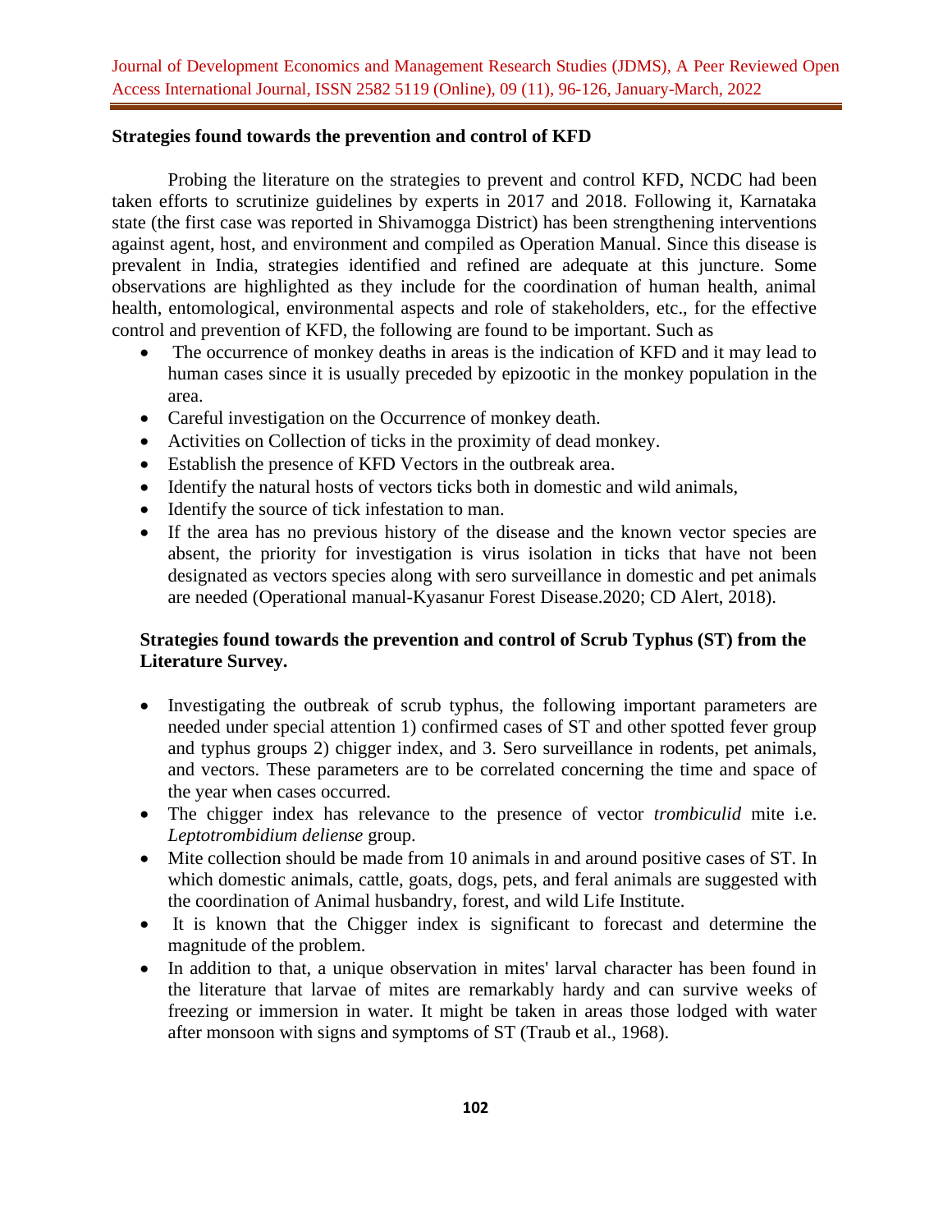**Strategies found towards the prevention and control of KFD**

Probing the literature on the strategies to prevent and control KFD, NCDC had been taken efforts to scrutinize guidelines by experts in 2017 and 2018. Following it, Karnataka state (the first case was reported in Shivamogga District) has been strengthening interventions against agent, host, and environment and compiled as Operation Manual. Since this disease is prevalent in India, strategies identified and refined are adequate at this juncture. Some observations are highlighted as they include for the coordination of human health, animal health, entomological, environmental aspects and role of stakeholders, etc., for the effective control and prevention of KFD, the following are found to be important. Such as

- The occurrence of monkey deaths in areas is the indication of KFD and it may lead to human cases since it is usually preceded by epizootic in the monkey population in the area.
- Careful investigation on the Occurrence of monkey death.
- Activities on Collection of ticks in the proximity of dead monkey.
- Establish the presence of KFD Vectors in the outbreak area.
- Identify the natural hosts of vectors ticks both in domestic and wild animals,
- Identify the source of tick infestation to man.
- If the area has no previous history of the disease and the known vector species are absent, the priority for investigation is virus isolation in ticks that have not been designated as vectors species along with sero surveillance in domestic and pet animals are needed (Operational manual-Kyasanur Forest Disease.2020; CD Alert, 2018).

**Strategies found towards the prevention and control of Scrub Typhus (ST) from the Literature Survey.**

- Investigating the outbreak of scrub typhus, the following important parameters are needed under special attention 1) confirmed cases of ST and other spotted fever group and typhus groups 2) chigger index, and 3. Sero surveillance in rodents, pet animals, and vectors. These parameters are to be correlated concerning the time and space of the year when cases occurred.
- The chigger index has relevance to the presence of vector *trombiculid* mite i.e. *Leptotrombidium deliense* group.
- Mite collection should be made from 10 animals in and around positive cases of ST. In which domestic animals, cattle, goats, dogs, pets, and feral animals are suggested with the coordination of Animal husbandry, forest, and wild Life Institute.
- It is known that the Chigger index is significant to forecast and determine the magnitude of the problem.
- In addition to that, a unique observation in mites' larval character has been found in the literature that larvae of mites are remarkably hardy and can survive weeks of freezing or immersion in water. It might be taken in areas those lodged with water after monsoon with signs and symptoms of ST (Traub et al., 1968).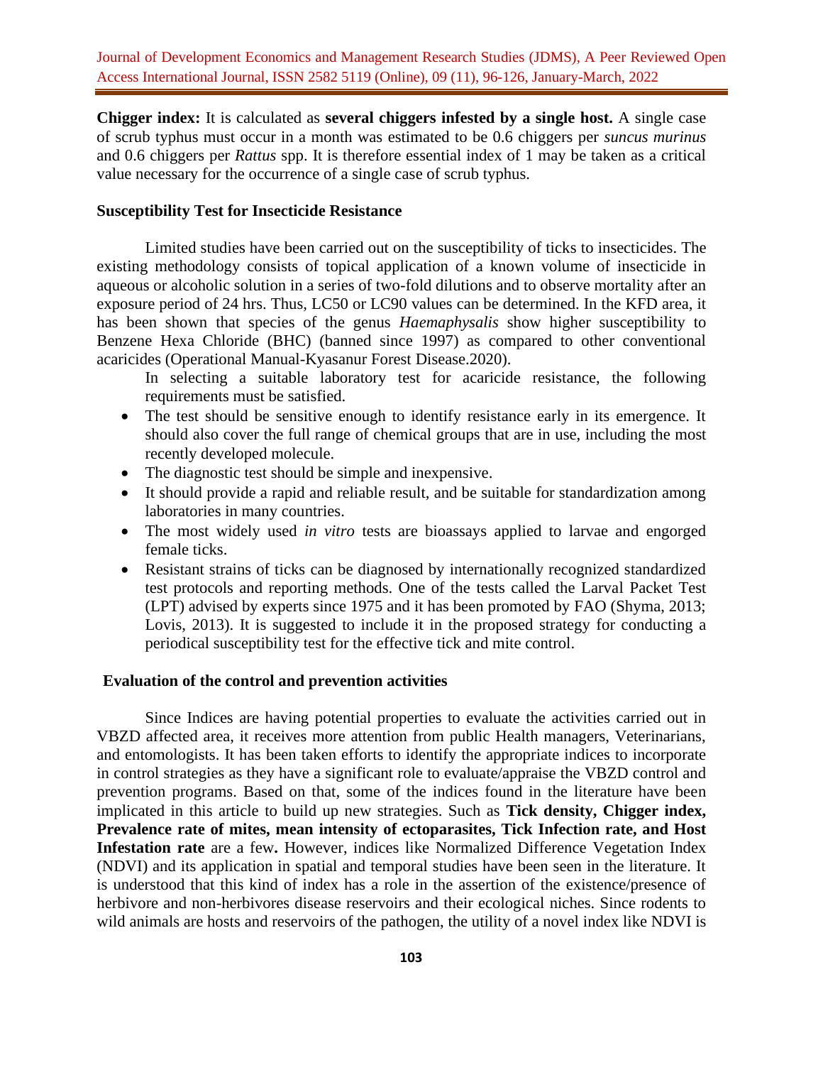**Chigger index:** It is calculated as **several chiggers infested by a single host.** A single case of scrub typhus must occur in a month was estimated to be 0.6 chiggers per *suncus murinus* and 0.6 chiggers per *Rattus* spp. It is therefore essential index of 1 may be taken as a critical value necessary for the occurrence of a single case of scrub typhus.

### Susceptibility Test for Insecticide Resistance

Limited studies have been carried out on the susceptibility of ticks to insecticides. The existing methodology consists of topical application of a known volume of insecticide in aqueous or alcoholic solution in a series of two-fold dilutions and to observe mortality after an exposure period of 24 hrs. Thus, LC50 or LC90 values can be determined. In the KFD area, it has been shown that species of the genus *Haemaphysalis* show higher susceptibility to Benzene Hexa Chloride (BHC) (banned since 1997) as compared to other conventional acaricides (Operational Manual-Kyasanur Forest Disease.2020).

In selecting a suitable laboratory test for acaricide resistance, the following requirements must be satisfied.

- The test should be sensitive enough to identify resistance early in its emergence. It should also cover the full range of chemical groups that are in use, including the most recently developed molecule.
- The diagnostic test should be simple and inexpensive.
- It should provide a rapid and reliable result, and be suitable for standardization among laboratories in many countries.
- The most widely used *in vitro* tests are bioassays applied to larvae and engorged female ticks.
- Resistant strains of ticks can be diagnosed by internationally recognized standardized test protocols and reporting methods. One of the tests called the Larval Packet Test (LPT) advised by experts since 1975 and it has been promoted by FAO (Shyma, 2013; Lovis, 2013). It is suggested to include it in the proposed strategy for conducting a periodical susceptibility test for the effective tick and mite control.

### Evaluation of the control and prevention activities

Since Indices are having potential properties to evaluate the activities carried out in VBZD affected area, it receives more attention from public Health managers, Veterinarians, and entomologists. It has been taken efforts to identify the appropriate indices to incorporate in control strategies as they have a significant role to evaluate/appraise the VBZD control and prevention programs. Based on that, some of the indices found in the literature have been implicated in this article to build up new strategies. Such as **Tick density, Chigger index, Prevalence rate of mites, mean intensity of ectoparasites, Tick Infection rate, and Host Infestation rate** are a few**.** However, indices like Normalized Difference Vegetation Index (NDVI) and its application in spatial and temporal studies have been seen in the literature. It is understood that this kind of index has a role in the assertion of the existence/presence of herbivore and non-herbivores disease reservoirs and their ecological niches. Since rodents to wild animals are hosts and reservoirs of the pathogen, the utility of a novel index like NDVI is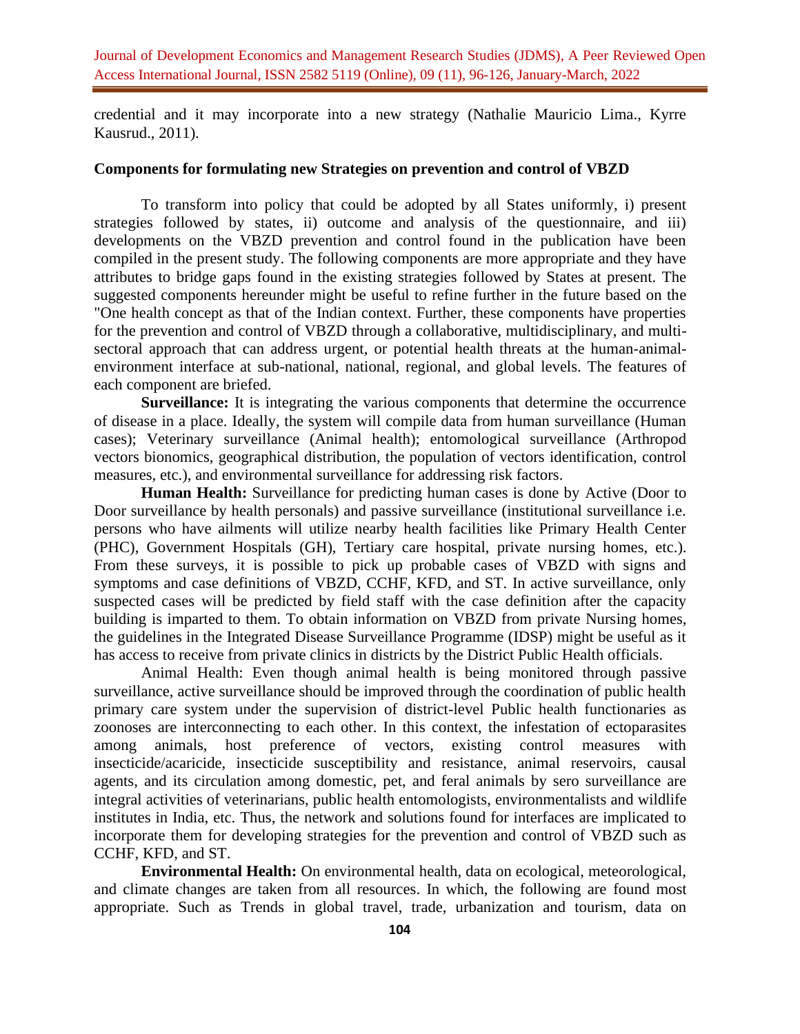credential and it may incorporate into a new strategy (Nathalie Mauricio Lima., Kyrre Kausrud., 2011).

**Components for formulating new Strategies on prevention and control of VBZD**

To transform into policy that could be adopted by all States uniformly, i) present strategies followed by states, ii) outcome and analysis of the questionnaire, and iii) developments on the VBZD prevention and control found in the publication have been compiled in the present study. The following components are more appropriate and they have attributes to bridge gaps found in the existing strategies followed by States at present. The suggested components hereunder might be useful to refine further in the future based on the "One health concept as that of the Indian context. Further, these components have properties for the prevention and control of VBZD through a collaborative, multidisciplinary, and multi-sectoral approach that can address urgent, or potential health threats at the human-animal-environment interface at sub-national, national, regional, and global levels. The features of each component are briefed.

**Surveillance:** It is integrating the various components that determine the occurrence of disease in a place. Ideally, the system will compile data from human surveillance (Human cases); Veterinary surveillance (Animal health); entomological surveillance (Arthropod vectors bionomics, geographical distribution, the population of vectors identification, control measures, etc.), and environmental surveillance for addressing risk factors.

**Human Health:** Surveillance for predicting human cases is done by Active (Door to Door surveillance by health personals) and passive surveillance (institutional surveillance i.e. persons who have ailments will utilize nearby health facilities like Primary Health Center (PHC), Government Hospitals (GH), Tertiary care hospital, private nursing homes, etc.). From these surveys, it is possible to pick up probable cases of VBZD with signs and symptoms and case definitions of VBZD, CCHF, KFD, and ST. In active surveillance, only suspected cases will be predicted by field staff with the case definition after the capacity building is imparted to them. To obtain information on VBZD from private Nursing homes, the guidelines in the Integrated Disease Surveillance Programme (IDSP) might be useful as it has access to receive from private clinics in districts by the District Public Health officials.

Animal Health: Even though animal health is being monitored through passive surveillance, active surveillance should be improved through the coordination of public health primary care system under the supervision of district-level Public health functionaries as zoonoses are interconnecting to each other. In this context, the infestation of ectoparasites among animals, host preference of vectors, existing control measures with insecticide/acaricide, insecticide susceptibility and resistance, animal reservoirs, causal agents, and its circulation among domestic, pet, and feral animals by sero surveillance are integral activities of veterinarians, public health entomologists, environmentalists and wildlife institutes in India, etc. Thus, the network and solutions found for interfaces are implicated to incorporate them for developing strategies for the prevention and control of VBZD such as CCHF, KFD, and ST.

**Environmental Health:** On environmental health, data on ecological, meteorological, and climate changes are taken from all resources. In which, the following are found most appropriate. Such as Trends in global travel, trade, urbanization and tourism, data on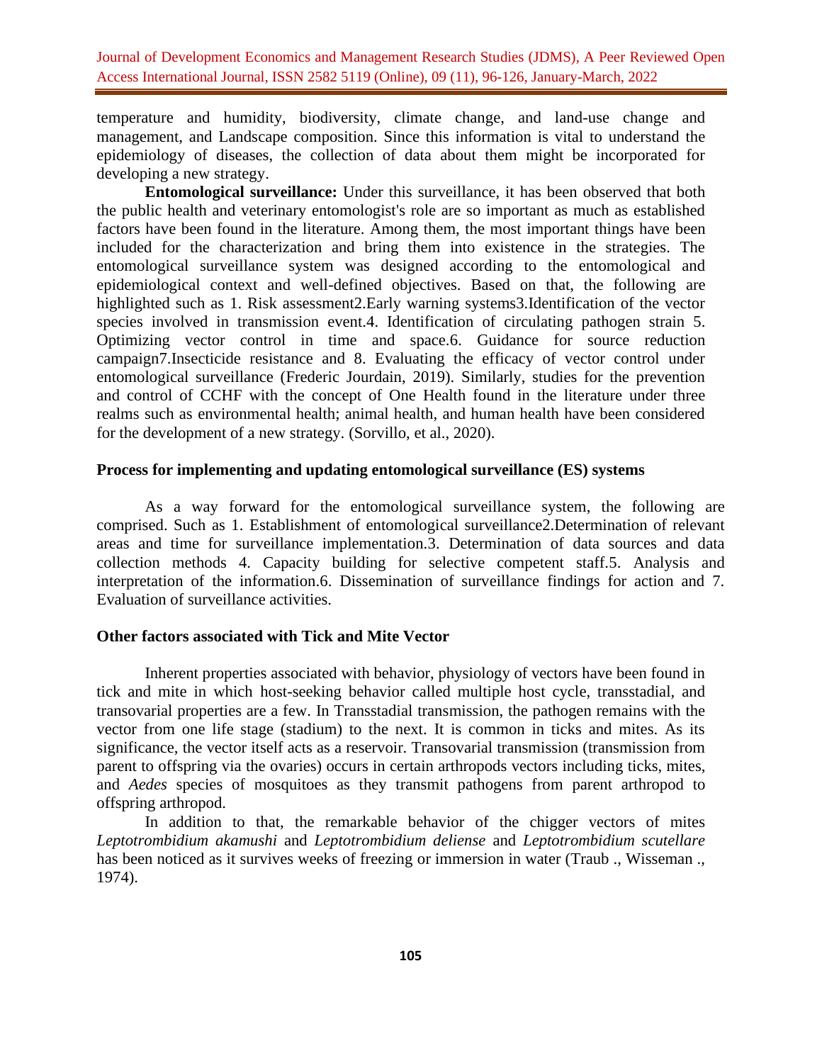temperature and humidity, biodiversity, climate change, and land-use change and management, and Landscape composition. Since this information is vital to understand the epidemiology of diseases, the collection of data about them might be incorporated for developing a new strategy.

**Entomological surveillance:** Under this surveillance, it has been observed that both the public health and veterinary entomologist's role are so important as much as established factors have been found in the literature. Among them, the most important things have been included for the characterization and bring them into existence in the strategies. The entomological surveillance system was designed according to the entomological and epidemiological context and well-defined objectives. Based on that, the following are highlighted such as 1. Risk assessment2.Early warning systems3.Identification of the vector species involved in transmission event.4. Identification of circulating pathogen strain 5. Optimizing vector control in time and space.6. Guidance for source reduction campaign7.Insecticide resistance and 8. Evaluating the efficacy of vector control under entomological surveillance (Frederic Jourdain, 2019). Similarly, studies for the prevention and control of CCHF with the concept of One Health found in the literature under three realms such as environmental health; animal health, and human health have been considered for the development of a new strategy. (Sorvillo, et al., 2020).

### Process for implementing and updating entomological surveillance (ES) systems

As a way forward for the entomological surveillance system, the following are comprised. Such as 1. Establishment of entomological surveillance2.Determination of relevant areas and time for surveillance implementation.3. Determination of data sources and data collection methods 4. Capacity building for selective competent staff.5. Analysis and interpretation of the information.6. Dissemination of surveillance findings for action and 7. Evaluation of surveillance activities.

### Other factors associated with Tick and Mite Vector

Inherent properties associated with behavior, physiology of vectors have been found in tick and mite in which host-seeking behavior called multiple host cycle, transstadial, and transovarial properties are a few. In Transstadial transmission, the pathogen remains with the vector from one life stage (stadium) to the next. It is common in ticks and mites. As its significance, the vector itself acts as a reservoir. Transovarial transmission (transmission from parent to offspring via the ovaries) occurs in certain arthropods vectors including ticks, mites, and *Aedes* species of mosquitoes as they transmit pathogens from parent arthropod to offspring arthropod.

In addition to that, the remarkable behavior of the chigger vectors of mites *Leptotrombidium akamushi* and *Leptotrombidium deliense* and *Leptotrombidium scutellare* has been noticed as it survives weeks of freezing or immersion in water (Traub ., Wisseman ., 1974).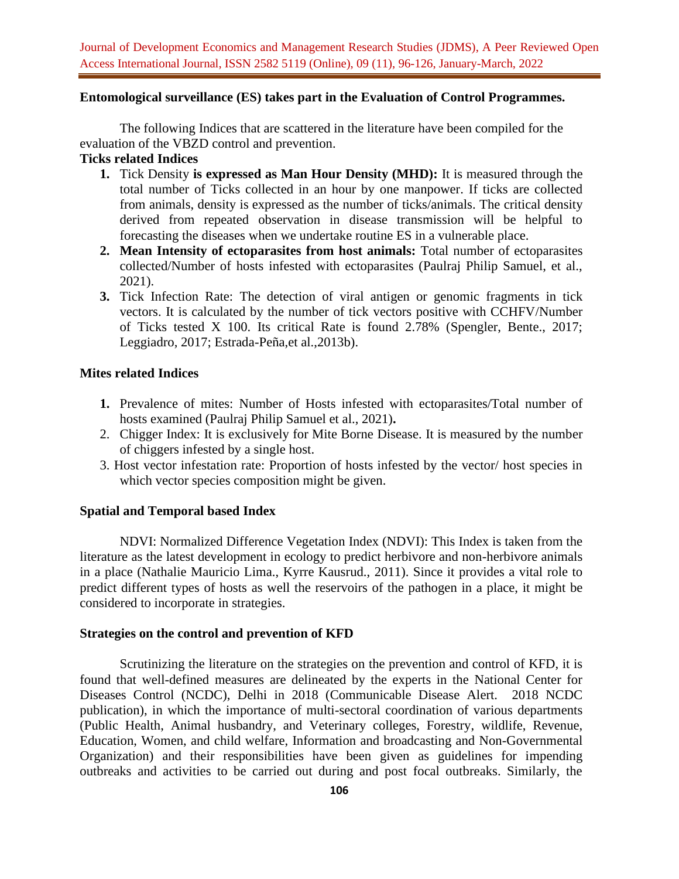**Entomological surveillance (ES) takes part in the Evaluation of Control Programmes.**

The following Indices that are scattered in the literature have been compiled for the evaluation of the VBZD control and prevention.

**Ticks related Indices**

1. Tick Density **is expressed as Man Hour Density (MHD):** It is measured through the total number of Ticks collected in an hour by one manpower. If ticks are collected from animals, density is expressed as the number of ticks/animals. The critical density derived from repeated observation in disease transmission will be helpful to forecasting the diseases when we undertake routine ES in a vulnerable place.
2. **Mean Intensity of ectoparasites from host animals:** Total number of ectoparasites collected/Number of hosts infested with ectoparasites (Paulraj Philip Samuel, et al., 2021).
3. Tick Infection Rate: The detection of viral antigen or genomic fragments in tick vectors. It is calculated by the number of tick vectors positive with CCHFV/Number of Ticks tested X 100. Its critical Rate is found 2.78% (Spengler, Bente., 2017; Leggiadro, 2017; Estrada-Peña,et al.,2013b).

**Mites related Indices**

1. Prevalence of mites: Number of Hosts infested with ectoparasites/Total number of hosts examined (Paulraj Philip Samuel et al., 2021)**.**
2. Chigger Index: It is exclusively for Mite Borne Disease. It is measured by the number of chiggers infested by a single host.
3. Host vector infestation rate: Proportion of hosts infested by the vector/ host species in which vector species composition might be given.

**Spatial and Temporal based Index**

NDVI: Normalized Difference Vegetation Index (NDVI): This Index is taken from the literature as the latest development in ecology to predict herbivore and non-herbivore animals in a place (Nathalie Mauricio Lima., Kyrre Kausrud., 2011). Since it provides a vital role to predict different types of hosts as well the reservoirs of the pathogen in a place, it might be considered to incorporate in strategies.

**Strategies on the control and prevention of KFD**

Scrutinizing the literature on the strategies on the prevention and control of KFD, it is found that well-defined measures are delineated by the experts in the National Center for Diseases Control (NCDC), Delhi in 2018 (Communicable Disease Alert. 2018 NCDC publication), in which the importance of multi-sectoral coordination of various departments (Public Health, Animal husbandry, and Veterinary colleges, Forestry, wildlife, Revenue, Education, Women, and child welfare, Information and broadcasting and Non-Governmental Organization) and their responsibilities have been given as guidelines for impending outbreaks and activities to be carried out during and post focal outbreaks. Similarly, the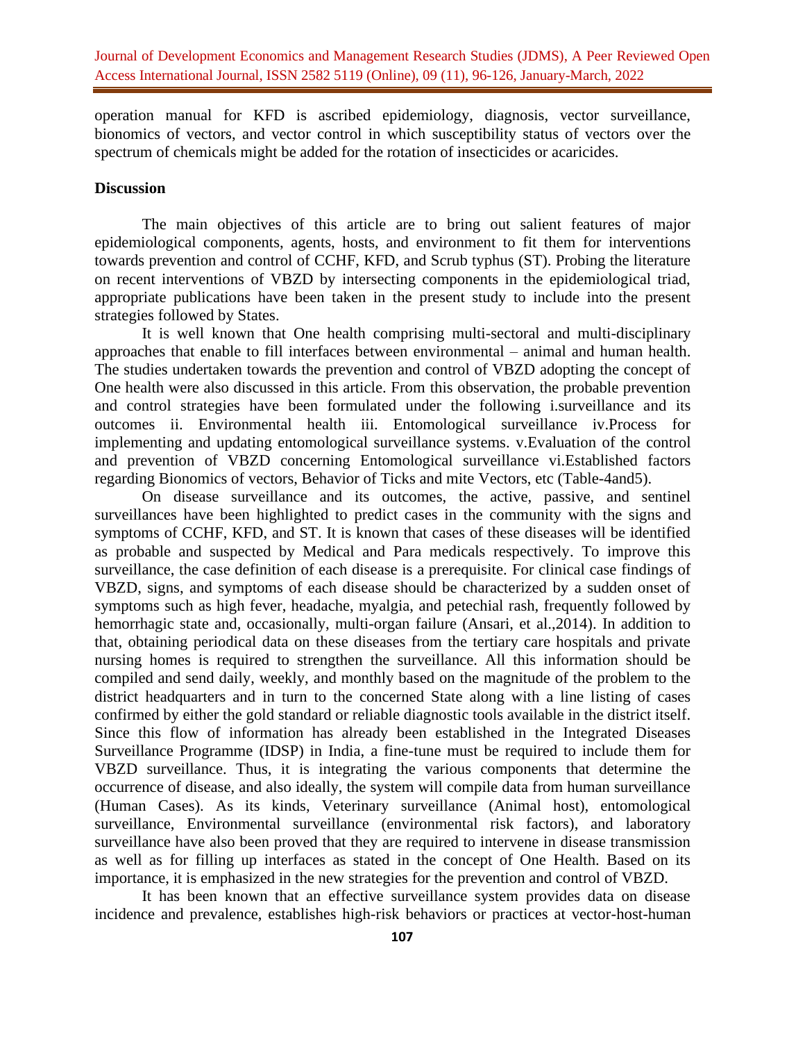operation manual for KFD is ascribed epidemiology, diagnosis, vector surveillance, bionomics of vectors, and vector control in which susceptibility status of vectors over the spectrum of chemicals might be added for the rotation of insecticides or acaricides.

## Discussion

The main objectives of this article are to bring out salient features of major epidemiological components, agents, hosts, and environment to fit them for interventions towards prevention and control of CCHF, KFD, and Scrub typhus (ST). Probing the literature on recent interventions of VBZD by intersecting components in the epidemiological triad, appropriate publications have been taken in the present study to include into the present strategies followed by States.

It is well known that One health comprising multi-sectoral and multi-disciplinary approaches that enable to fill interfaces between environmental – animal and human health. The studies undertaken towards the prevention and control of VBZD adopting the concept of One health were also discussed in this article. From this observation, the probable prevention and control strategies have been formulated under the following i.surveillance and its outcomes ii. Environmental health iii. Entomological surveillance iv.Process for implementing and updating entomological surveillance systems. v.Evaluation of the control and prevention of VBZD concerning Entomological surveillance vi.Established factors regarding Bionomics of vectors, Behavior of Ticks and mite Vectors, etc (Table-4and5).

On disease surveillance and its outcomes, the active, passive, and sentinel surveillances have been highlighted to predict cases in the community with the signs and symptoms of CCHF, KFD, and ST. It is known that cases of these diseases will be identified as probable and suspected by Medical and Para medicals respectively. To improve this surveillance, the case definition of each disease is a prerequisite. For clinical case findings of VBZD, signs, and symptoms of each disease should be characterized by a sudden onset of symptoms such as high fever, headache, myalgia, and petechial rash, frequently followed by hemorrhagic state and, occasionally, multi-organ failure (Ansari, et al.,2014). In addition to that, obtaining periodical data on these diseases from the tertiary care hospitals and private nursing homes is required to strengthen the surveillance. All this information should be compiled and send daily, weekly, and monthly based on the magnitude of the problem to the district headquarters and in turn to the concerned State along with a line listing of cases confirmed by either the gold standard or reliable diagnostic tools available in the district itself. Since this flow of information has already been established in the Integrated Diseases Surveillance Programme (IDSP) in India, a fine-tune must be required to include them for VBZD surveillance. Thus, it is integrating the various components that determine the occurrence of disease, and also ideally, the system will compile data from human surveillance (Human Cases). As its kinds, Veterinary surveillance (Animal host), entomological surveillance, Environmental surveillance (environmental risk factors), and laboratory surveillance have also been proved that they are required to intervene in disease transmission as well as for filling up interfaces as stated in the concept of One Health. Based on its importance, it is emphasized in the new strategies for the prevention and control of VBZD.

It has been known that an effective surveillance system provides data on disease incidence and prevalence, establishes high-risk behaviors or practices at vector-host-human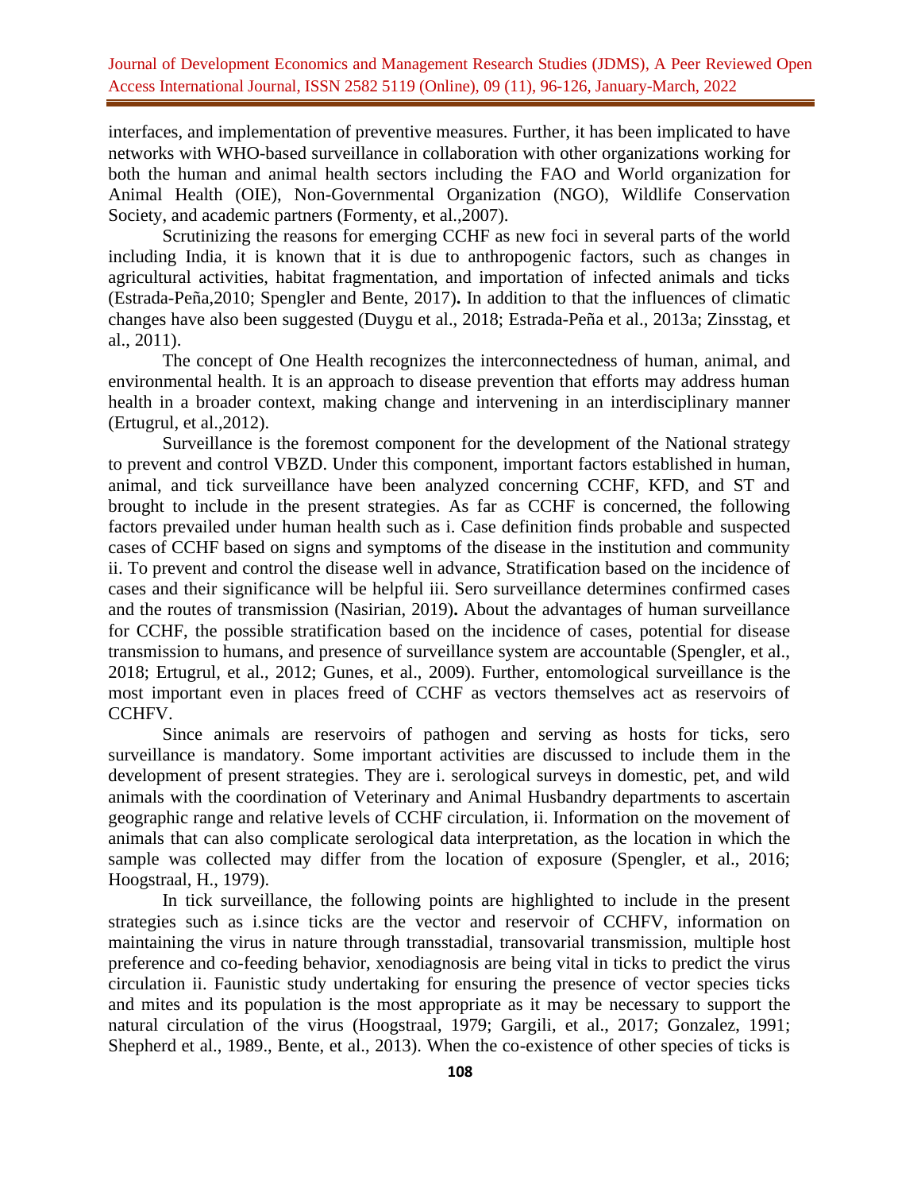interfaces, and implementation of preventive measures. Further, it has been implicated to have networks with WHO-based surveillance in collaboration with other organizations working for both the human and animal health sectors including the FAO and World organization for Animal Health (OIE), Non-Governmental Organization (NGO), Wildlife Conservation Society, and academic partners (Formenty, et al.,2007).

Scrutinizing the reasons for emerging CCHF as new foci in several parts of the world including India, it is known that it is due to anthropogenic factors, such as changes in agricultural activities, habitat fragmentation, and importation of infected animals and ticks (Estrada-Peña,2010; Spengler and Bente, 2017)**.** In addition to that the influences of climatic changes have also been suggested (Duygu et al., 2018; Estrada-Peña et al., 2013a; Zinsstag, et al., 2011).

The concept of One Health recognizes the interconnectedness of human, animal, and environmental health. It is an approach to disease prevention that efforts may address human health in a broader context, making change and intervening in an interdisciplinary manner (Ertugrul, et al.,2012).

Surveillance is the foremost component for the development of the National strategy to prevent and control VBZD. Under this component, important factors established in human, animal, and tick surveillance have been analyzed concerning CCHF, KFD, and ST and brought to include in the present strategies. As far as CCHF is concerned, the following factors prevailed under human health such as i. Case definition finds probable and suspected cases of CCHF based on signs and symptoms of the disease in the institution and community ii. To prevent and control the disease well in advance, Stratification based on the incidence of cases and their significance will be helpful iii. Sero surveillance determines confirmed cases and the routes of transmission (Nasirian, 2019)**.** About the advantages of human surveillance for CCHF, the possible stratification based on the incidence of cases, potential for disease transmission to humans, and presence of surveillance system are accountable (Spengler, et al., 2018; Ertugrul, et al., 2012; Gunes, et al., 2009). Further, entomological surveillance is the most important even in places freed of CCHF as vectors themselves act as reservoirs of CCHFV.

Since animals are reservoirs of pathogen and serving as hosts for ticks, sero surveillance is mandatory. Some important activities are discussed to include them in the development of present strategies. They are i. serological surveys in domestic, pet, and wild animals with the coordination of Veterinary and Animal Husbandry departments to ascertain geographic range and relative levels of CCHF circulation, ii. Information on the movement of animals that can also complicate serological data interpretation, as the location in which the sample was collected may differ from the location of exposure (Spengler, et al., 2016; Hoogstraal, H., 1979).

In tick surveillance, the following points are highlighted to include in the present strategies such as i.since ticks are the vector and reservoir of CCHFV, information on maintaining the virus in nature through transstadial, transovarial transmission, multiple host preference and co-feeding behavior, xenodiagnosis are being vital in ticks to predict the virus circulation ii. Faunistic study undertaking for ensuring the presence of vector species ticks and mites and its population is the most appropriate as it may be necessary to support the natural circulation of the virus (Hoogstraal, 1979; Gargili, et al., 2017; Gonzalez, 1991; Shepherd et al., 1989., Bente, et al., 2013). When the co-existence of other species of ticks is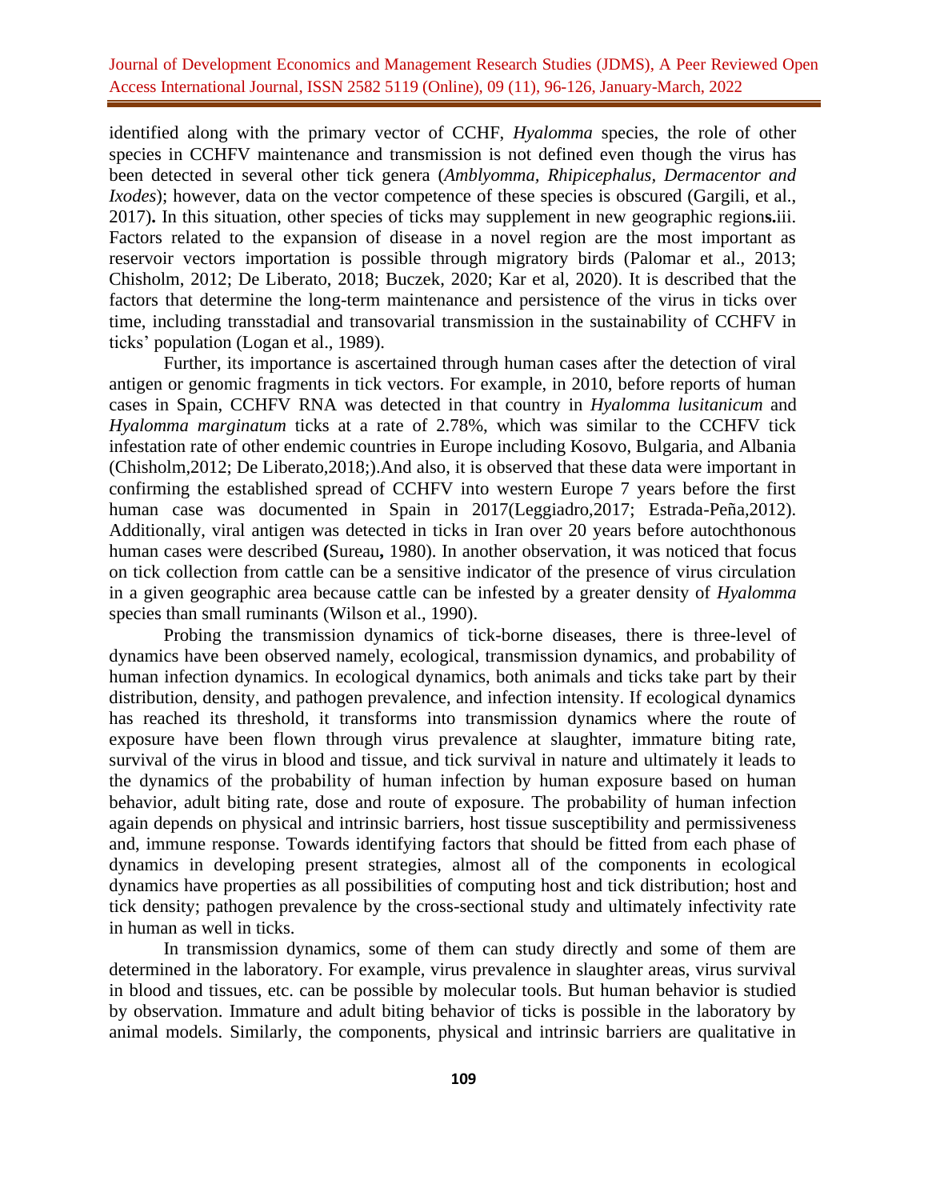identified along with the primary vector of CCHF, *Hyalomma* species, the role of other species in CCHFV maintenance and transmission is not defined even though the virus has been detected in several other tick genera (*Amblyomma, Rhipicephalus, Dermacentor and Ixodes*); however, data on the vector competence of these species is obscured (Gargili, et al., 2017)**.** In this situation, other species of ticks may supplement in new geographic region**s.**iii. Factors related to the expansion of disease in a novel region are the most important as reservoir vectors importation is possible through migratory birds (Palomar et al., 2013; Chisholm, 2012; De Liberato, 2018; Buczek, 2020; Kar et al, 2020). It is described that the factors that determine the long-term maintenance and persistence of the virus in ticks over time, including transstadial and transovarial transmission in the sustainability of CCHFV in ticks' population (Logan et al., 1989).

Further, its importance is ascertained through human cases after the detection of viral antigen or genomic fragments in tick vectors. For example, in 2010, before reports of human cases in Spain, CCHFV RNA was detected in that country in *Hyalomma lusitanicum* and *Hyalomma marginatum* ticks at a rate of 2.78%, which was similar to the CCHFV tick infestation rate of other endemic countries in Europe including Kosovo, Bulgaria, and Albania (Chisholm,2012; De Liberato,2018;).And also, it is observed that these data were important in confirming the established spread of CCHFV into western Europe 7 years before the first human case was documented in Spain in 2017(Leggiadro,2017; Estrada-Peña,2012). Additionally, viral antigen was detected in ticks in Iran over 20 years before autochthonous human cases were described **(**Sureau**,** 1980). In another observation, it was noticed that focus on tick collection from cattle can be a sensitive indicator of the presence of virus circulation in a given geographic area because cattle can be infested by a greater density of *Hyalomma* species than small ruminants (Wilson et al., 1990).

Probing the transmission dynamics of tick-borne diseases, there is three-level of dynamics have been observed namely, ecological, transmission dynamics, and probability of human infection dynamics. In ecological dynamics, both animals and ticks take part by their distribution, density, and pathogen prevalence, and infection intensity. If ecological dynamics has reached its threshold, it transforms into transmission dynamics where the route of exposure have been flown through virus prevalence at slaughter, immature biting rate, survival of the virus in blood and tissue, and tick survival in nature and ultimately it leads to the dynamics of the probability of human infection by human exposure based on human behavior, adult biting rate, dose and route of exposure. The probability of human infection again depends on physical and intrinsic barriers, host tissue susceptibility and permissiveness and, immune response. Towards identifying factors that should be fitted from each phase of dynamics in developing present strategies, almost all of the components in ecological dynamics have properties as all possibilities of computing host and tick distribution; host and tick density; pathogen prevalence by the cross-sectional study and ultimately infectivity rate in human as well in ticks.

In transmission dynamics, some of them can study directly and some of them are determined in the laboratory. For example, virus prevalence in slaughter areas, virus survival in blood and tissues, etc. can be possible by molecular tools. But human behavior is studied by observation. Immature and adult biting behavior of ticks is possible in the laboratory by animal models. Similarly, the components, physical and intrinsic barriers are qualitative in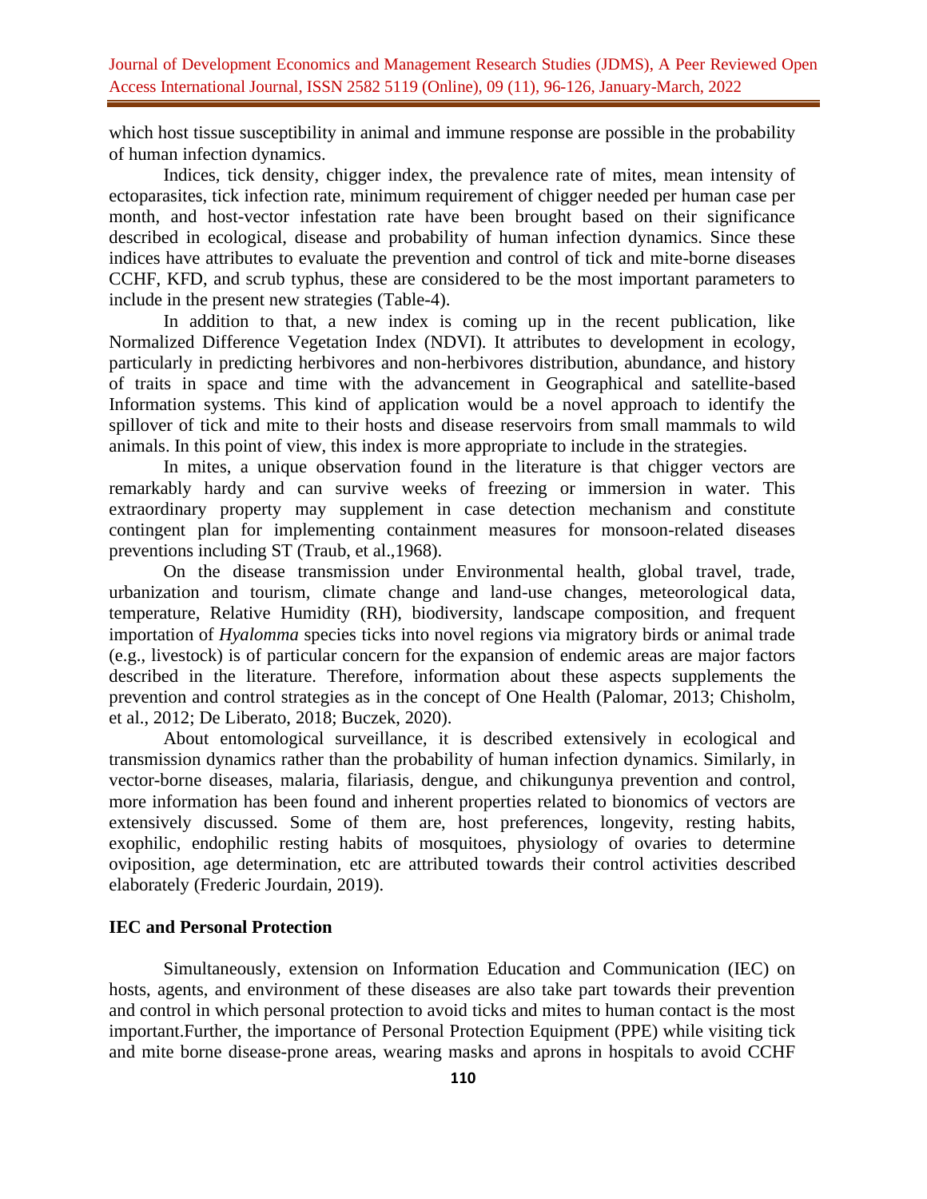which host tissue susceptibility in animal and immune response are possible in the probability of human infection dynamics.

Indices, tick density, chigger index, the prevalence rate of mites, mean intensity of ectoparasites, tick infection rate, minimum requirement of chigger needed per human case per month, and host-vector infestation rate have been brought based on their significance described in ecological, disease and probability of human infection dynamics. Since these indices have attributes to evaluate the prevention and control of tick and mite-borne diseases CCHF, KFD, and scrub typhus, these are considered to be the most important parameters to include in the present new strategies (Table-4).

In addition to that, a new index is coming up in the recent publication, like Normalized Difference Vegetation Index (NDVI). It attributes to development in ecology, particularly in predicting herbivores and non-herbivores distribution, abundance, and history of traits in space and time with the advancement in Geographical and satellite-based Information systems. This kind of application would be a novel approach to identify the spillover of tick and mite to their hosts and disease reservoirs from small mammals to wild animals. In this point of view, this index is more appropriate to include in the strategies.

In mites, a unique observation found in the literature is that chigger vectors are remarkably hardy and can survive weeks of freezing or immersion in water. This extraordinary property may supplement in case detection mechanism and constitute contingent plan for implementing containment measures for monsoon-related diseases preventions including ST (Traub, et al.,1968).

On the disease transmission under Environmental health, global travel, trade, urbanization and tourism, climate change and land-use changes, meteorological data, temperature, Relative Humidity (RH), biodiversity, landscape composition, and frequent importation of *Hyalomma* species ticks into novel regions via migratory birds or animal trade (e.g., livestock) is of particular concern for the expansion of endemic areas are major factors described in the literature. Therefore, information about these aspects supplements the prevention and control strategies as in the concept of One Health (Palomar, 2013; Chisholm, et al., 2012; De Liberato, 2018; Buczek, 2020).

About entomological surveillance, it is described extensively in ecological and transmission dynamics rather than the probability of human infection dynamics. Similarly, in vector-borne diseases, malaria, filariasis, dengue, and chikungunya prevention and control, more information has been found and inherent properties related to bionomics of vectors are extensively discussed. Some of them are, host preferences, longevity, resting habits, exophilic, endophilic resting habits of mosquitoes, physiology of ovaries to determine oviposition, age determination, etc are attributed towards their control activities described elaborately (Frederic Jourdain, 2019).

## IEC and Personal Protection

Simultaneously, extension on Information Education and Communication (IEC) on hosts, agents, and environment of these diseases are also take part towards their prevention and control in which personal protection to avoid ticks and mites to human contact is the most important.Further, the importance of Personal Protection Equipment (PPE) while visiting tick and mite borne disease-prone areas, wearing masks and aprons in hospitals to avoid CCHF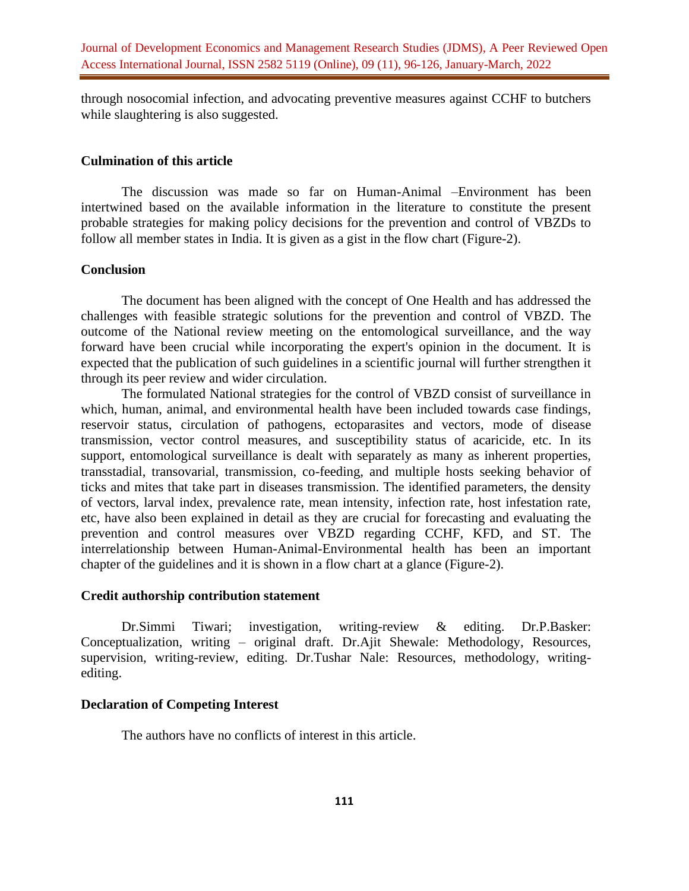through nosocomial infection, and advocating preventive measures against CCHF to butchers while slaughtering is also suggested.

## Culmination of this article

The discussion was made so far on Human-Animal –Environment has been intertwined based on the available information in the literature to constitute the present probable strategies for making policy decisions for the prevention and control of VBZDs to follow all member states in India. It is given as a gist in the flow chart (Figure-2).

## Conclusion

The document has been aligned with the concept of One Health and has addressed the challenges with feasible strategic solutions for the prevention and control of VBZD. The outcome of the National review meeting on the entomological surveillance, and the way forward have been crucial while incorporating the expert's opinion in the document. It is expected that the publication of such guidelines in a scientific journal will further strengthen it through its peer review and wider circulation.

The formulated National strategies for the control of VBZD consist of surveillance in which, human, animal, and environmental health have been included towards case findings, reservoir status, circulation of pathogens, ectoparasites and vectors, mode of disease transmission, vector control measures, and susceptibility status of acaricide, etc. In its support, entomological surveillance is dealt with separately as many as inherent properties, transstadial, transovarial, transmission, co-feeding, and multiple hosts seeking behavior of ticks and mites that take part in diseases transmission. The identified parameters, the density of vectors, larval index, prevalence rate, mean intensity, infection rate, host infestation rate, etc, have also been explained in detail as they are crucial for forecasting and evaluating the prevention and control measures over VBZD regarding CCHF, KFD, and ST. The interrelationship between Human-Animal-Environmental health has been an important chapter of the guidelines and it is shown in a flow chart at a glance (Figure-2).

## Credit authorship contribution statement

Dr.Simmi Tiwari; investigation, writing-review & editing. Dr.P.Basker: Conceptualization, writing – original draft. Dr.Ajit Shewale: Methodology, Resources, supervision, writing-review, editing. Dr.Tushar Nale: Resources, methodology, writing-editing.

## Declaration of Competing Interest

The authors have no conflicts of interest in this article.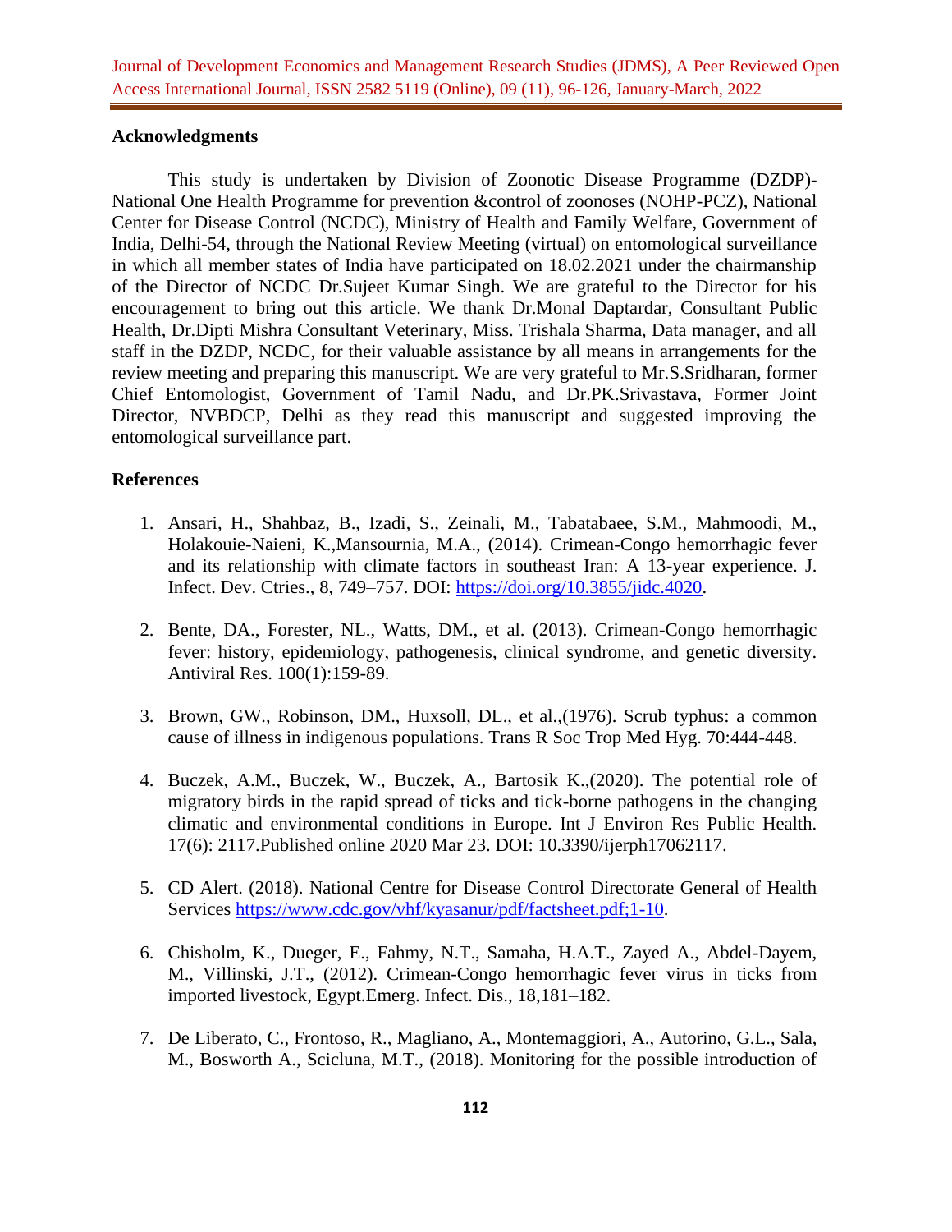## Acknowledgments

This study is undertaken by Division of Zoonotic Disease Programme (DZDP)-National One Health Programme for prevention &control of zoonoses (NOHP-PCZ), National Center for Disease Control (NCDC), Ministry of Health and Family Welfare, Government of India, Delhi-54, through the National Review Meeting (virtual) on entomological surveillance in which all member states of India have participated on 18.02.2021 under the chairmanship of the Director of NCDC Dr.Sujeet Kumar Singh. We are grateful to the Director for his encouragement to bring out this article. We thank Dr.Monal Daptardar, Consultant Public Health, Dr.Dipti Mishra Consultant Veterinary, Miss. Trishala Sharma, Data manager, and all staff in the DZDP, NCDC, for their valuable assistance by all means in arrangements for the review meeting and preparing this manuscript. We are very grateful to Mr.S.Sridharan, former Chief Entomologist, Government of Tamil Nadu, and Dr.PK.Srivastava, Former Joint Director, NVBDCP, Delhi as they read this manuscript and suggested improving the entomological surveillance part.

## References

1. Ansari, H., Shahbaz, B., Izadi, S., Zeinali, M., Tabatabaee, S.M., Mahmoodi, M., Holakouie-Naieni, K.,Mansournia, M.A., (2014). Crimean-Congo hemorrhagic fever and its relationship with climate factors in southeast Iran: A 13-year experience. J. Infect. Dev. Ctries., 8, 749–757. DOI: https://doi.org/10.3855/jidc.4020.

2. Bente, DA., Forester, NL., Watts, DM., et al. (2013). Crimean-Congo hemorrhagic fever: history, epidemiology, pathogenesis, clinical syndrome, and genetic diversity. Antiviral Res. 100(1):159-89.

3. Brown, GW., Robinson, DM., Huxsoll, DL., et al.,(1976). Scrub typhus: a common cause of illness in indigenous populations. Trans R Soc Trop Med Hyg. 70:444-448.

4. Buczek, A.M., Buczek, W., Buczek, A., Bartosik K.,(2020). The potential role of migratory birds in the rapid spread of ticks and tick-borne pathogens in the changing climatic and environmental conditions in Europe. Int J Environ Res Public Health. 17(6): 2117.Published online 2020 Mar 23. DOI: 10.3390/ijerph17062117.

5. CD Alert. (2018). National Centre for Disease Control Directorate General of Health Services https://www.cdc.gov/vhf/kyasanur/pdf/factsheet.pdf;1-10.

6. Chisholm, K., Dueger, E., Fahmy, N.T., Samaha, H.A.T., Zayed A., Abdel-Dayem, M., Villinski, J.T., (2012). Crimean-Congo hemorrhagic fever virus in ticks from imported livestock, Egypt.Emerg. Infect. Dis., 18,181–182.

7. De Liberato, C., Frontoso, R., Magliano, A., Montemaggiori, A., Autorino, G.L., Sala, M., Bosworth A., Scicluna, M.T., (2018). Monitoring for the possible introduction of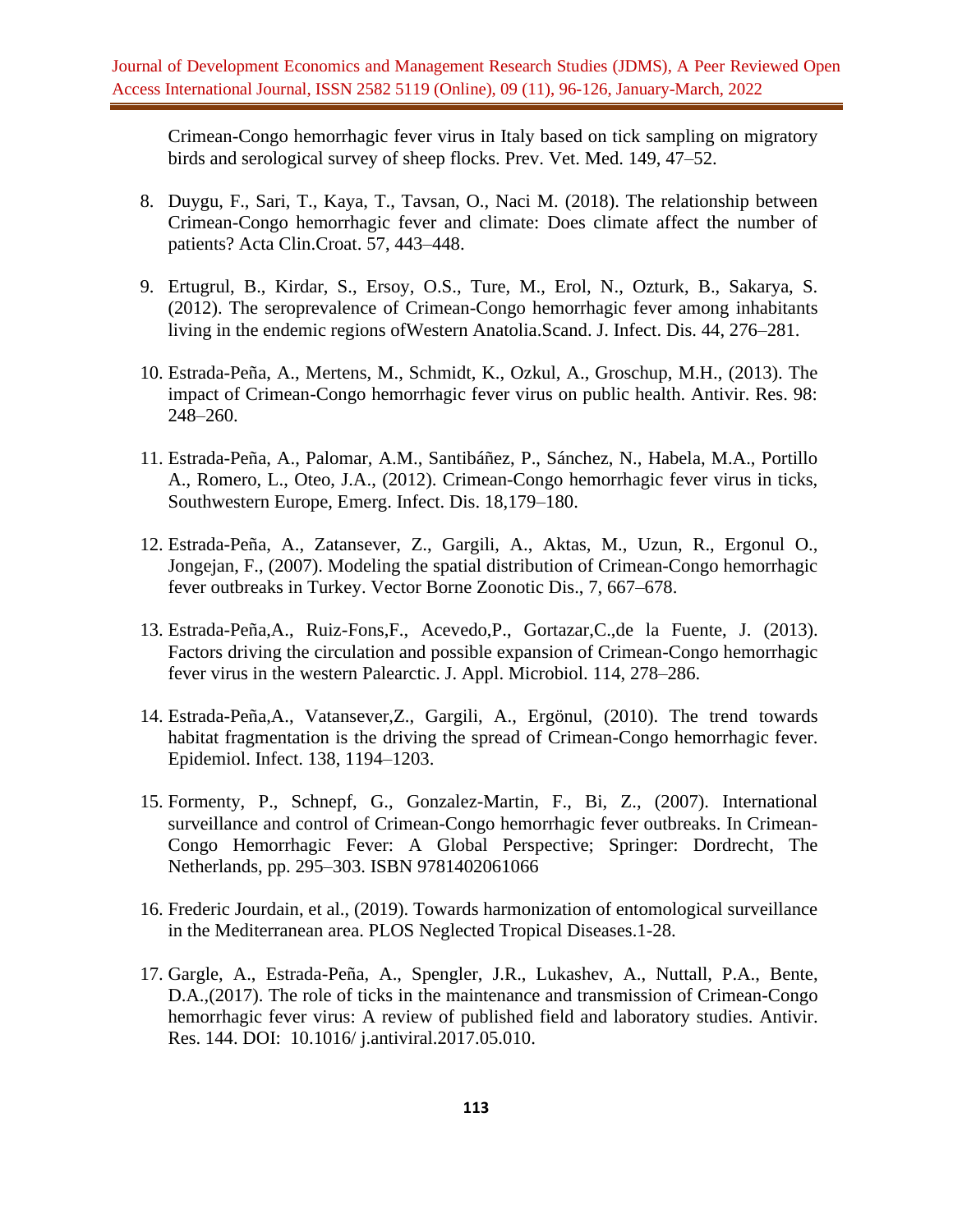Crimean-Congo hemorrhagic fever virus in Italy based on tick sampling on migratory birds and serological survey of sheep flocks. Prev. Vet. Med. 149, 47–52.

8. Duygu, F., Sari, T., Kaya, T., Tavsan, O., Naci M. (2018). The relationship between Crimean-Congo hemorrhagic fever and climate: Does climate affect the number of patients? Acta Clin.Croat. 57, 443–448.

9. Ertugrul, B., Kirdar, S., Ersoy, O.S., Ture, M., Erol, N., Ozturk, B., Sakarya, S. (2012). The seroprevalence of Crimean-Congo hemorrhagic fever among inhabitants living in the endemic regions ofWestern Anatolia.Scand. J. Infect. Dis. 44, 276–281.

10. Estrada-Peña, A., Mertens, M., Schmidt, K., Ozkul, A., Groschup, M.H., (2013). The impact of Crimean-Congo hemorrhagic fever virus on public health. Antivir. Res. 98: 248–260.

11. Estrada-Peña, A., Palomar, A.M., Santibáñez, P., Sánchez, N., Habela, M.A., Portillo A., Romero, L., Oteo, J.A., (2012). Crimean-Congo hemorrhagic fever virus in ticks, Southwestern Europe, Emerg. Infect. Dis. 18,179–180.

12. Estrada-Peña, A., Zatansever, Z., Gargili, A., Aktas, M., Uzun, R., Ergonul O., Jongejan, F., (2007). Modeling the spatial distribution of Crimean-Congo hemorrhagic fever outbreaks in Turkey. Vector Borne Zoonotic Dis., 7, 667–678.

13. Estrada-Peña,A., Ruiz-Fons,F., Acevedo,P., Gortazar,C.,de la Fuente, J. (2013). Factors driving the circulation and possible expansion of Crimean-Congo hemorrhagic fever virus in the western Palearctic. J. Appl. Microbiol. 114, 278–286.

14. Estrada-Peña,A., Vatansever,Z., Gargili, A., Ergönul, (2010). The trend towards habitat fragmentation is the driving the spread of Crimean-Congo hemorrhagic fever. Epidemiol. Infect. 138, 1194–1203.

15. Formenty, P., Schnepf, G., Gonzalez-Martin, F., Bi, Z., (2007). International surveillance and control of Crimean-Congo hemorrhagic fever outbreaks. In Crimean-Congo Hemorrhagic Fever: A Global Perspective; Springer: Dordrecht, The Netherlands, pp. 295–303. ISBN 9781402061066

16. Frederic Jourdain, et al., (2019). Towards harmonization of entomological surveillance in the Mediterranean area. PLOS Neglected Tropical Diseases.1-28.

17. Gargle, A., Estrada-Peña, A., Spengler, J.R., Lukashev, A., Nuttall, P.A., Bente, D.A.,(2017). The role of ticks in the maintenance and transmission of Crimean-Congo hemorrhagic fever virus: A review of published field and laboratory studies. Antivir. Res. 144. DOI: 10.1016/ j.antiviral.2017.05.010.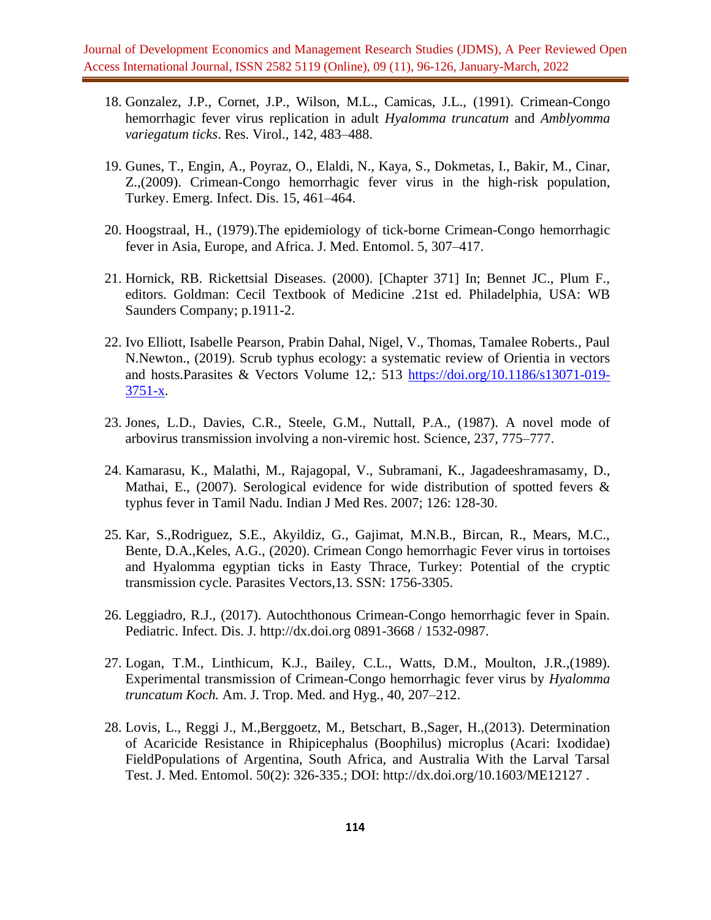18. Gonzalez, J.P., Cornet, J.P., Wilson, M.L., Camicas, J.L., (1991). Crimean-Congo hemorrhagic fever virus replication in adult *Hyalomma truncatum* and *Amblyomma variegatum ticks*. Res. Virol., 142, 483–488.

19. Gunes, T., Engin, A., Poyraz, O., Elaldi, N., Kaya, S., Dokmetas, I., Bakir, M., Cinar, Z.,(2009). Crimean-Congo hemorrhagic fever virus in the high-risk population, Turkey. Emerg. Infect. Dis. 15, 461–464.

20. Hoogstraal, H., (1979).The epidemiology of tick-borne Crimean-Congo hemorrhagic fever in Asia, Europe, and Africa. J. Med. Entomol. 5, 307–417.

21. Hornick, RB. Rickettsial Diseases. (2000). [Chapter 371] In; Bennet JC., Plum F., editors. Goldman: Cecil Textbook of Medicine .21st ed. Philadelphia, USA: WB Saunders Company; p.1911-2.

22. Ivo Elliott, Isabelle Pearson, Prabin Dahal, Nigel, V., Thomas, Tamalee Roberts., Paul N.Newton., (2019). Scrub typhus ecology: a systematic review of Orientia in vectors and hosts.Parasites & Vectors Volume 12,: 513 [https://doi.org/10.1186/s13071-019-3751-x](https://doi.org/10.1186/s13071-019-3751-x).

23. Jones, L.D., Davies, C.R., Steele, G.M., Nuttall, P.A., (1987). A novel mode of arbovirus transmission involving a non-viremic host. Science, 237, 775–777.

24. Kamarasu, K., Malathi, M., Rajagopal, V., Subramani, K., Jagadeeshramasamy, D., Mathai, E., (2007). Serological evidence for wide distribution of spotted fevers & typhus fever in Tamil Nadu. Indian J Med Res. 2007; 126: 128-30.

25. Kar, S.,Rodriguez, S.E., Akyildiz, G., Gajimat, M.N.B., Bircan, R., Mears, M.C., Bente, D.A.,Keles, A.G., (2020). Crimean Congo hemorrhagic Fever virus in tortoises and Hyalomma egyptian ticks in Easty Thrace, Turkey: Potential of the cryptic transmission cycle. Parasites Vectors,13. SSN: 1756-3305.

26. Leggiadro, R.J., (2017). Autochthonous Crimean-Congo hemorrhagic fever in Spain. Pediatric. Infect. Dis. J. http://dx.doi.org 0891-3668 / 1532-0987.

27. Logan, T.M., Linthicum, K.J., Bailey, C.L., Watts, D.M., Moulton, J.R.,(1989). Experimental transmission of Crimean-Congo hemorrhagic fever virus by *Hyalomma truncatum Koch.* Am. J. Trop. Med. and Hyg., 40, 207–212.

28. Lovis, L., Reggi J., M.,Berggoetz, M., Betschart, B.,Sager, H.,(2013). Determination of Acaricide Resistance in Rhipicephalus (Boophilus) microplus (Acari: Ixodidae) FieldPopulations of Argentina, South Africa, and Australia With the Larval Tarsal Test. J. Med. Entomol. 50(2): 326-335.; DOI: http://dx.doi.org/10.1603/ME12127 .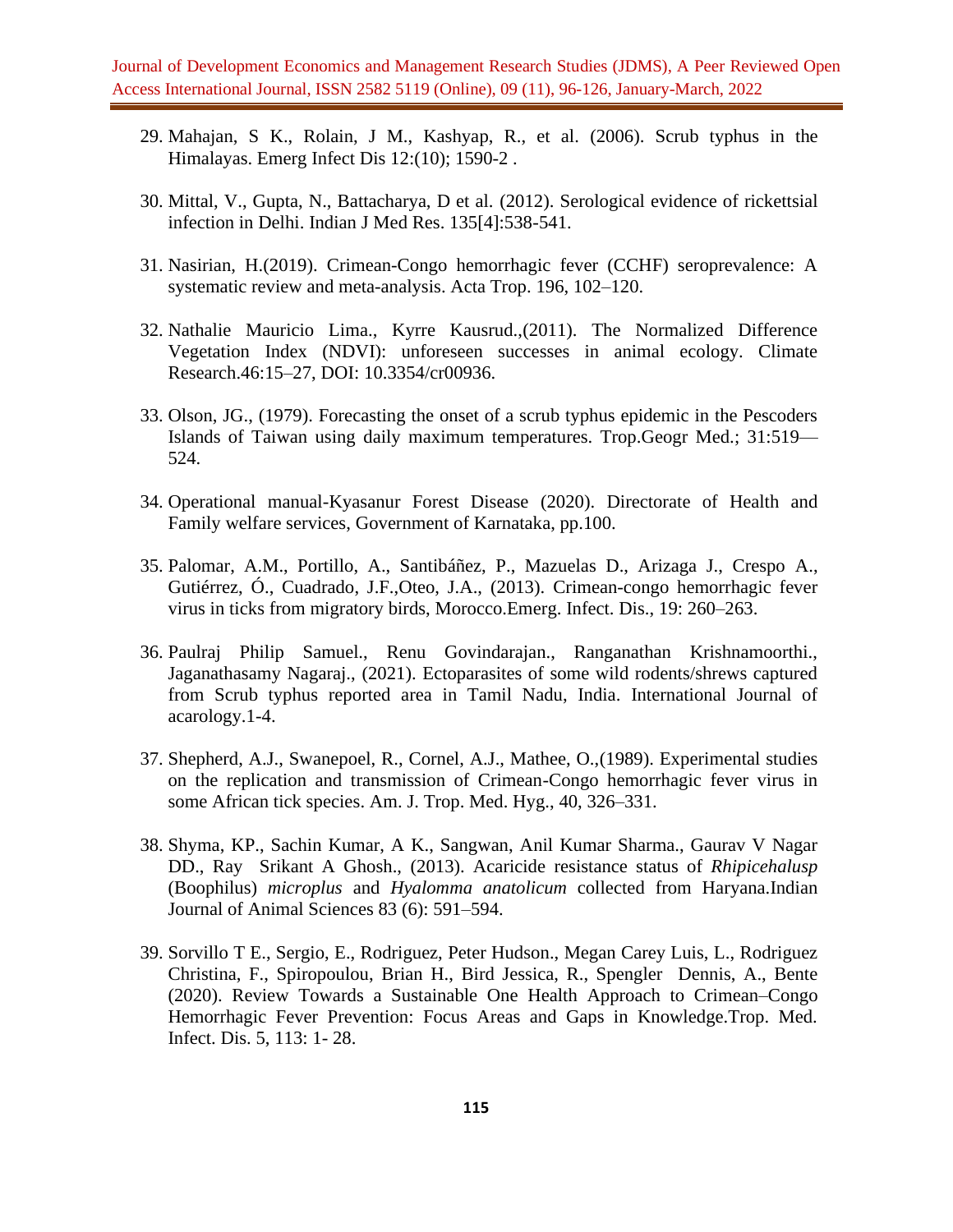29. Mahajan, S K., Rolain, J M., Kashyap, R., et al. (2006). Scrub typhus in the Himalayas. Emerg Infect Dis 12:(10); 1590-2 .

30. Mittal, V., Gupta, N., Battacharya, D et al. (2012). Serological evidence of rickettsial infection in Delhi. Indian J Med Res. 135[4]:538-541.

31. Nasirian, H.(2019). Crimean-Congo hemorrhagic fever (CCHF) seroprevalence: A systematic review and meta-analysis. Acta Trop. 196, 102–120.

32. Nathalie Mauricio Lima., Kyrre Kausrud.,(2011). The Normalized Difference Vegetation Index (NDVI): unforeseen successes in animal ecology. Climate Research.46:15–27, DOI: 10.3354/cr00936.

33. Olson, JG., (1979). Forecasting the onset of a scrub typhus epidemic in the Pescoders Islands of Taiwan using daily maximum temperatures. Trop.Geogr Med.; 31:519—524.

34. Operational manual-Kyasanur Forest Disease (2020). Directorate of Health and Family welfare services, Government of Karnataka, pp.100.

35. Palomar, A.M., Portillo, A., Santibáñez, P., Mazuelas D., Arizaga J., Crespo A., Gutiérrez, Ó., Cuadrado, J.F.,Oteo, J.A., (2013). Crimean-congo hemorrhagic fever virus in ticks from migratory birds, Morocco.Emerg. Infect. Dis., 19: 260–263.

36. Paulraj Philip Samuel., Renu Govindarajan., Ranganathan Krishnamoorthi., Jaganathasamy Nagaraj., (2021). Ectoparasites of some wild rodents/shrews captured from Scrub typhus reported area in Tamil Nadu, India. International Journal of acarology.1-4.

37. Shepherd, A.J., Swanepoel, R., Cornel, A.J., Mathee, O.,(1989). Experimental studies on the replication and transmission of Crimean-Congo hemorrhagic fever virus in some African tick species. Am. J. Trop. Med. Hyg., 40, 326–331.

38. Shyma, KP., Sachin Kumar, A K., Sangwan, Anil Kumar Sharma., Gaurav V Nagar DD., Ray Srikant A Ghosh., (2013). Acaricide resistance status of *Rhipicehalusp* (Boophilus) *microplus* and *Hyalomma anatolicum* collected from Haryana.Indian Journal of Animal Sciences 83 (6): 591–594.

39. Sorvillo T E., Sergio, E., Rodriguez, Peter Hudson., Megan Carey Luis, L., Rodriguez Christina, F., Spiropoulou, Brian H., Bird Jessica, R., Spengler Dennis, A., Bente (2020). Review Towards a Sustainable One Health Approach to Crimean–Congo Hemorrhagic Fever Prevention: Focus Areas and Gaps in Knowledge.Trop. Med. Infect. Dis. 5, 113: 1- 28.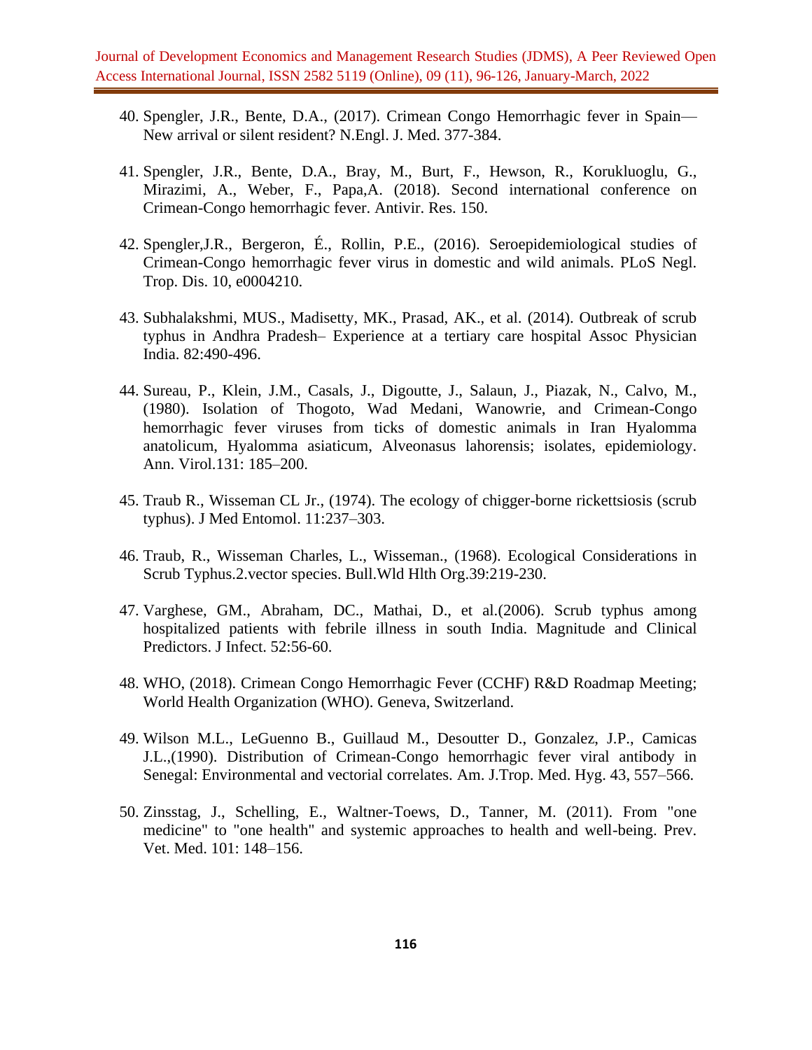40. Spengler, J.R., Bente, D.A., (2017). Crimean Congo Hemorrhagic fever in Spain—New arrival or silent resident? N.Engl. J. Med. 377-384.

41. Spengler, J.R., Bente, D.A., Bray, M., Burt, F., Hewson, R., Korukluoglu, G., Mirazimi, A., Weber, F., Papa,A. (2018). Second international conference on Crimean-Congo hemorrhagic fever. Antivir. Res. 150.

42. Spengler,J.R., Bergeron, É., Rollin, P.E., (2016). Seroepidemiological studies of Crimean-Congo hemorrhagic fever virus in domestic and wild animals. PLoS Negl. Trop. Dis. 10, e0004210.

43. Subhalakshmi, MUS., Madisetty, MK., Prasad, AK., et al. (2014). Outbreak of scrub typhus in Andhra Pradesh– Experience at a tertiary care hospital Assoc Physician India. 82:490-496.

44. Sureau, P., Klein, J.M., Casals, J., Digoutte, J., Salaun, J., Piazak, N., Calvo, M., (1980). Isolation of Thogoto, Wad Medani, Wanowrie, and Crimean-Congo hemorrhagic fever viruses from ticks of domestic animals in Iran Hyalomma anatolicum, Hyalomma asiaticum, Alveonasus lahorensis; isolates, epidemiology. Ann. Virol.131: 185–200.

45. Traub R., Wisseman CL Jr., (1974). The ecology of chigger-borne rickettsiosis (scrub typhus). J Med Entomol. 11:237–303.

46. Traub, R., Wisseman Charles, L., Wisseman., (1968). Ecological Considerations in Scrub Typhus.2.vector species. Bull.Wld Hlth Org.39:219-230.

47. Varghese, GM., Abraham, DC., Mathai, D., et al.(2006). Scrub typhus among hospitalized patients with febrile illness in south India. Magnitude and Clinical Predictors. J Infect. 52:56-60.

48. WHO, (2018). Crimean Congo Hemorrhagic Fever (CCHF) R&D Roadmap Meeting; World Health Organization (WHO). Geneva, Switzerland.

49. Wilson M.L., LeGuenno B., Guillaud M., Desoutter D., Gonzalez, J.P., Camicas J.L.,(1990). Distribution of Crimean-Congo hemorrhagic fever viral antibody in Senegal: Environmental and vectorial correlates. Am. J.Trop. Med. Hyg. 43, 557–566.

50. Zinsstag, J., Schelling, E., Waltner-Toews, D., Tanner, M. (2011). From "one medicine" to "one health" and systemic approaches to health and well-being. Prev. Vet. Med. 101: 148–156.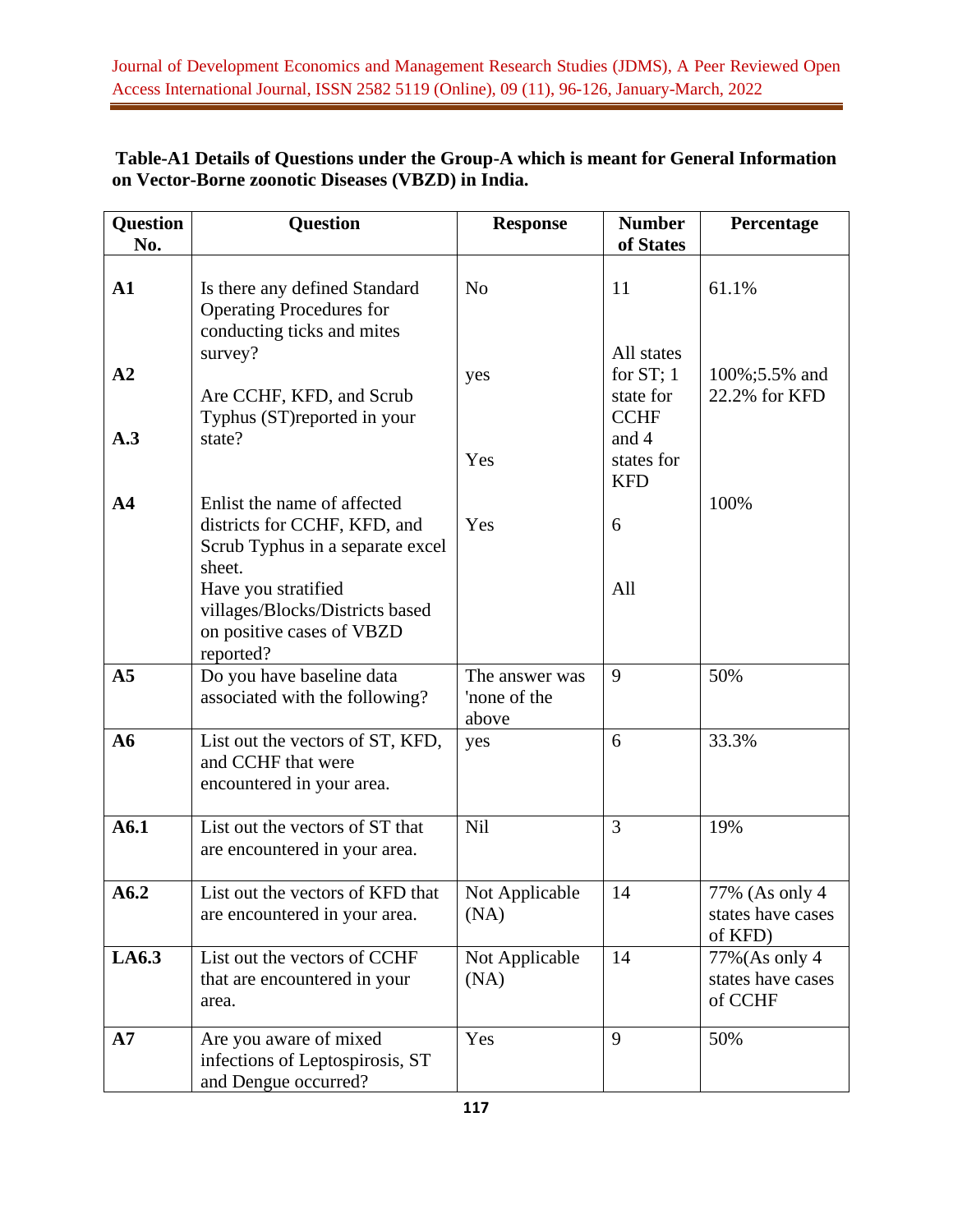**Table-A1 Details of Questions under the Group-A which is meant for General Information on Vector-Borne zoonotic Diseases (VBZD) in India.**

| Question No. | Question | Response | Number of States | Percentage |
|---|---|---|---|---|
| A1 | Is there any defined Standard Operating Procedures for conducting ticks and mites survey? | No | 11 | 61.1% |
| A2 | Are CCHF, KFD, and Scrub Typhus (ST)reported in your state? | yes | All states for ST; 1 state for CCHF and 4 states for KFD | 100%;5.5% and 22.2% for KFD |
| A.3 | Enlist the name of affected districts for CCHF, KFD, and Scrub Typhus in a separate excel sheet. | Yes | | 100% |
| A4 | Have you stratified villages/Blocks/Districts based on positive cases of VBZD reported? | Yes | 6<br>All | |
| A5 | Do you have baseline data associated with the following? | The answer was 'none of the above | 9 | 50% |
| A6 | List out the vectors of ST, KFD, and CCHF that were encountered in your area. | yes | 6 | 33.3% |
| A6.1 | List out the vectors of ST that are encountered in your area. | Nil | 3 | 19% |
| A6.2 | List out the vectors of KFD that are encountered in your area. | Not Applicable (NA) | 14 | 77% (As only 4 states have cases of KFD) |
| LA6.3 | List out the vectors of CCHF that are encountered in your area. | Not Applicable (NA) | 14 | 77%(As only 4 states have cases of CCHF |
| A7 | Are you aware of mixed infections of Leptospirosis, ST and Dengue occurred? | Yes | 9 | 50% |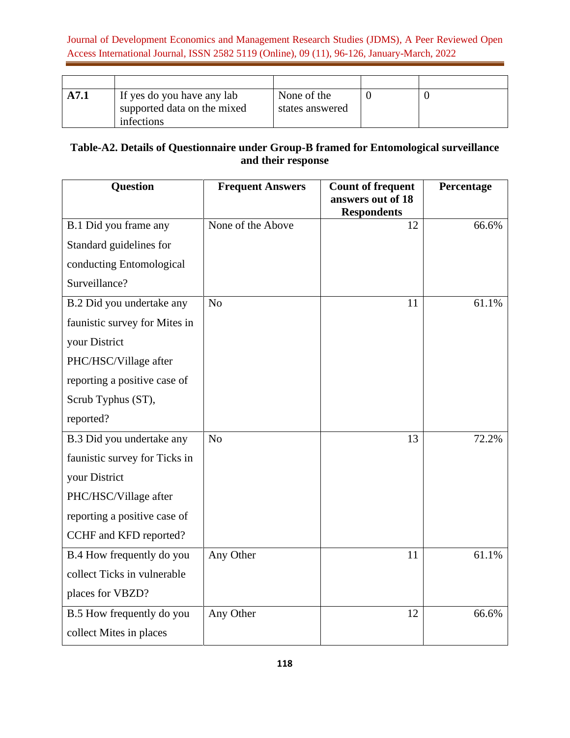| | | | | |
|---|---|---|---|---|
| **A7.1** | If yes do you have any lab supported data on the mixed infections | None of the states answered | 0 | 0 |

**Table-A2. Details of Questionnaire under Group-B framed for Entomological surveillance and their response**

| Question | Frequent Answers | Count of frequent answers out of 18 Respondents | Percentage |
|---|---|---|---|
| B.1 Did you frame any Standard guidelines for conducting Entomological Surveillance? | None of the Above | 12 | 66.6% |
| B.2 Did you undertake any faunistic survey for Mites in your District PHC/HSC/Village after reporting a positive case of Scrub Typhus (ST), reported? | No | 11 | 61.1% |
| B.3 Did you undertake any faunistic survey for Ticks in your District PHC/HSC/Village after reporting a positive case of CCHF and KFD reported? | No | 13 | 72.2% |
| B.4 How frequently do you collect Ticks in vulnerable places for VBZD? | Any Other | 11 | 61.1% |
| B.5 How frequently do you collect Mites in places | Any Other | 12 | 66.6% |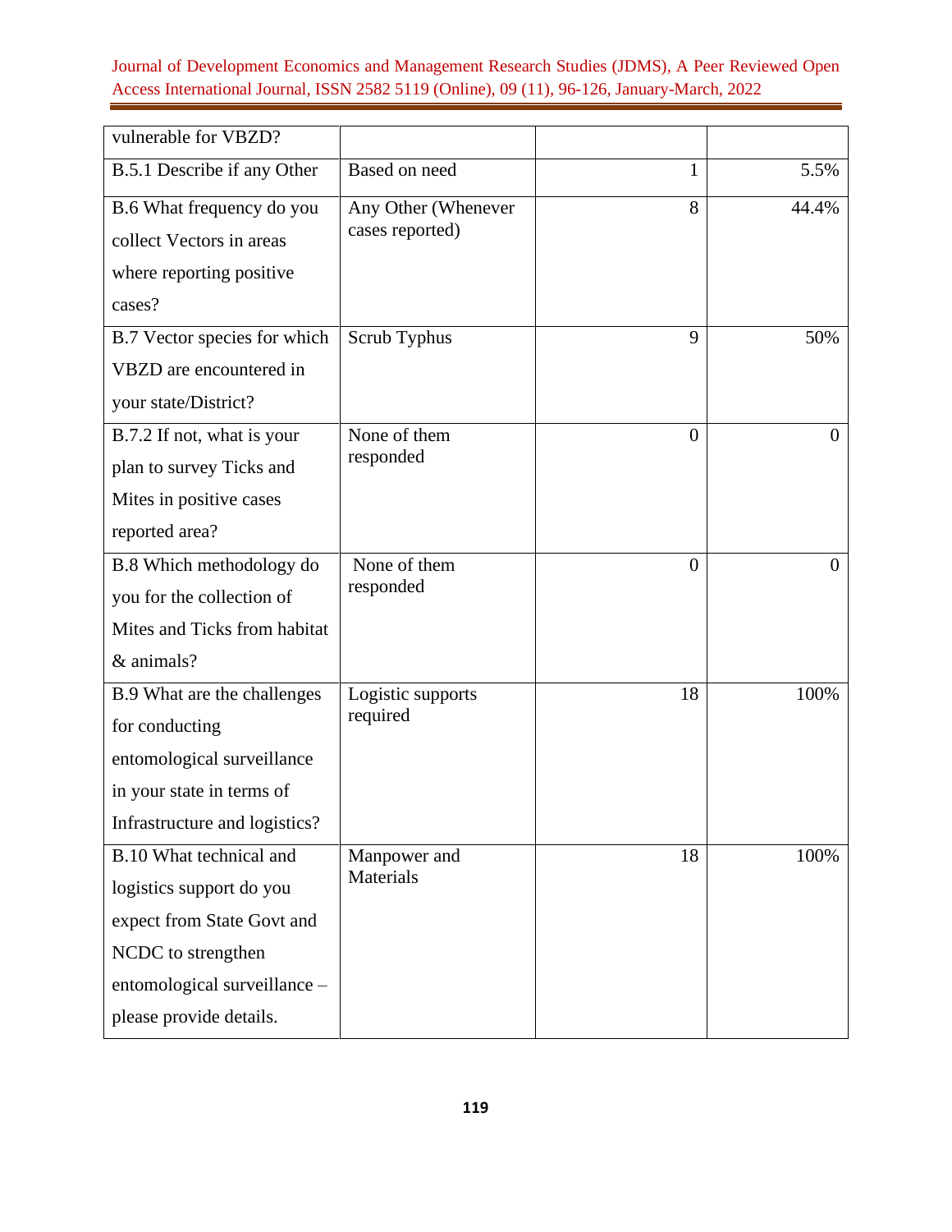| vulnerable for VBZD? | | | |
|---|---|---|---|
| B.5.1 Describe if any Other | Based on need | 1 | 5.5% |
| B.6 What frequency do you collect Vectors in areas where reporting positive cases? | Any Other (Whenever cases reported) | 8 | 44.4% |
| B.7 Vector species for which VBZD are encountered in your state/District? | Scrub Typhus | 9 | 50% |
| B.7.2 If not, what is your plan to survey Ticks and Mites in positive cases reported area? | None of them responded | 0 | 0 |
| B.8 Which methodology do you for the collection of Mites and Ticks from habitat & animals? | None of them responded | 0 | 0 |
| B.9 What are the challenges for conducting entomological surveillance in your state in terms of Infrastructure and logistics? | Logistic supports required | 18 | 100% |
| B.10 What technical and logistics support do you expect from State Govt and NCDC to strengthen entomological surveillance – please provide details. | Manpower and Materials | 18 | 100% |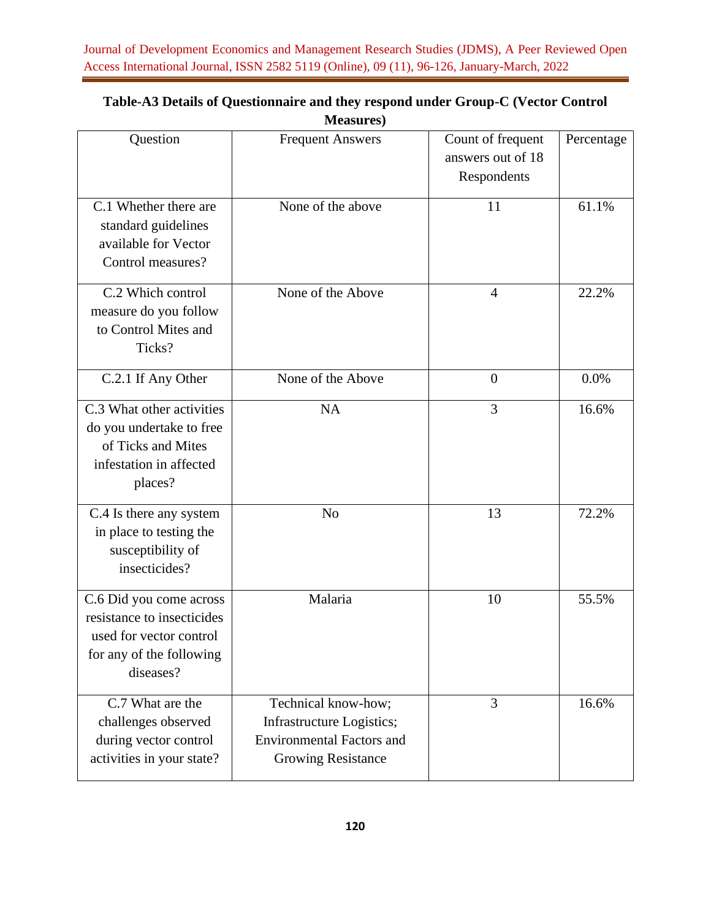**Table-A3 Details of Questionnaire and they respond under Group-C (Vector Control Measures)**

| Question | Frequent Answers | Count of frequent answers out of 18 Respondents | Percentage |
|---|---|---|---|
| C.1 Whether there are standard guidelines available for Vector Control measures? | None of the above | 11 | 61.1% |
| C.2 Which control measure do you follow to Control Mites and Ticks? | None of the Above | 4 | 22.2% |
| C.2.1 If Any Other | None of the Above | 0 | 0.0% |
| C.3 What other activities do you undertake to free of Ticks and Mites infestation in affected places? | NA | 3 | 16.6% |
| C.4 Is there any system in place to testing the susceptibility of insecticides? | No | 13 | 72.2% |
| C.6 Did you come across resistance to insecticides used for vector control for any of the following diseases? | Malaria | 10 | 55.5% |
| C.7 What are the challenges observed during vector control activities in your state? | Technical know-how; Infrastructure Logistics; Environmental Factors and Growing Resistance | 3 | 16.6% |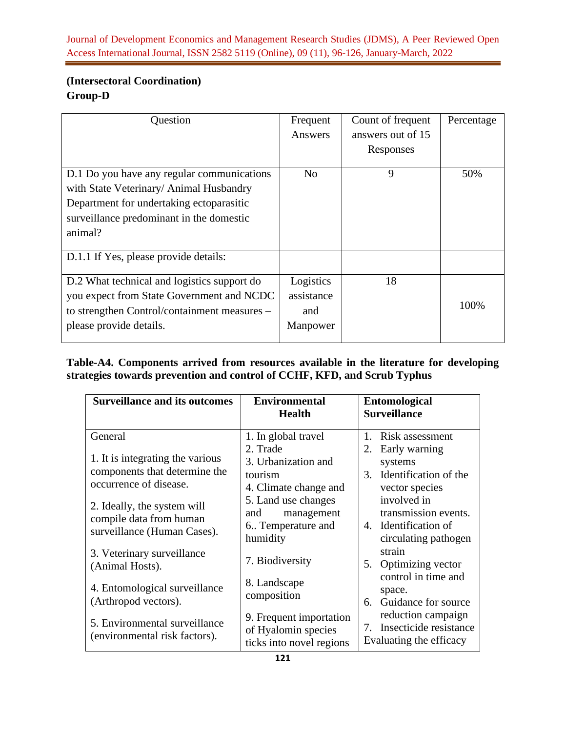**(Intersectoral Coordination)**
**Group-D**

| Question | Frequent Answers | Count of frequent answers out of 15 Responses | Percentage |
|---|---|---|---|
| D.1 Do you have any regular communications with State Veterinary/ Animal Husbandry Department for undertaking ectoparasitic surveillance predominant in the domestic animal? | No | 9 | 50% |
| D.1.1 If Yes, please provide details: | | | |
| D.2 What technical and logistics support do you expect from State Government and NCDC to strengthen Control/containment measures – please provide details. | Logistics assistance and Manpower | 18 | 100% |

**Table-A4. Components arrived from resources available in the literature for developing strategies towards prevention and control of CCHF, KFD, and Scrub Typhus**

| Surveillance and its outcomes | Environmental Health | Entomological Surveillance |
|---|---|---|
| General<br><br>1. It is integrating the various components that determine the occurrence of disease.<br><br>2. Ideally, the system will compile data from human surveillance (Human Cases).<br><br>3. Veterinary surveillance (Animal Hosts).<br><br>4. Entomological surveillance (Arthropod vectors).<br><br>5. Environmental surveillance (environmental risk factors). | 1. In global travel<br>2. Trade<br>3. Urbanization and tourism<br>4. Climate change and<br>5. Land use changes and management<br>6.. Temperature and humidity<br><br>7. Biodiversity<br><br>8. Landscape composition<br><br>9. Frequent importation of Hyalomin species ticks into novel regions | 1. Risk assessment<br>2. Early warning systems<br>3. Identification of the vector species involved in transmission events.<br>4. Identification of circulating pathogen strain<br>5. Optimizing vector control in time and space.<br>6. Guidance for source reduction campaign<br>7. Insecticide resistance<br>Evaluating the efficacy |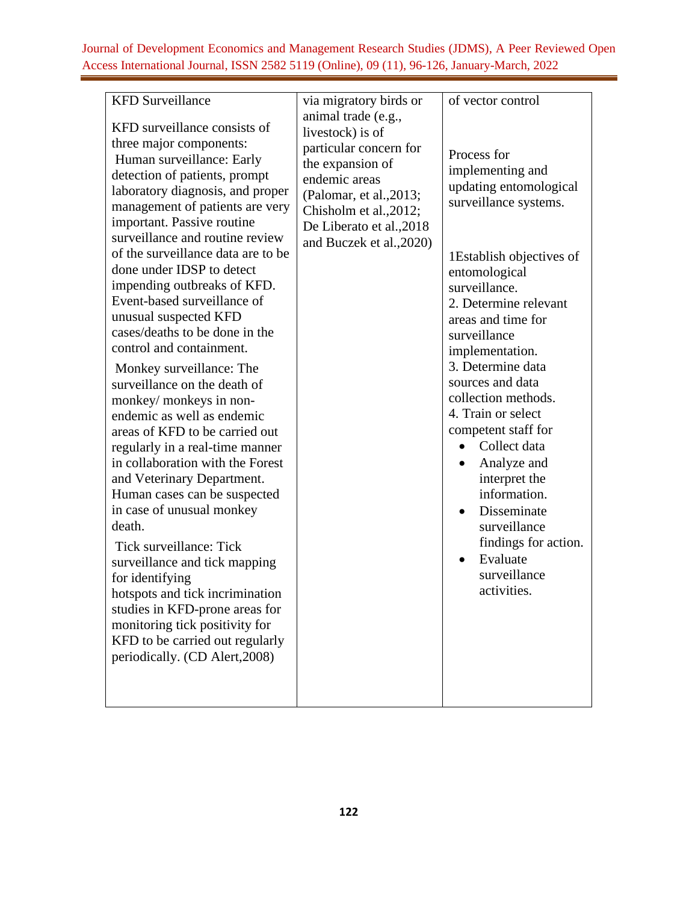| KFD Surveillance<br><br>KFD surveillance consists of three major components:<br>Human surveillance: Early detection of patients, prompt laboratory diagnosis, and proper management of patients are very important. Passive routine surveillance and routine review of the surveillance data are to be done under IDSP to detect impending outbreaks of KFD. Event-based surveillance of unusual suspected KFD cases/deaths to be done in the control and containment.<br><br>Monkey surveillance: The surveillance on the death of monkey/ monkeys in non-endemic as well as endemic areas of KFD to be carried out regularly in a real-time manner in collaboration with the Forest and Veterinary Department. Human cases can be suspected in case of unusual monkey death.<br><br>Tick surveillance: Tick surveillance and tick mapping for identifying hotspots and tick incrimination studies in KFD-prone areas for monitoring tick positivity for KFD to be carried out regularly periodically. (CD Alert,2008) | via migratory birds or animal trade (e.g., livestock) is of particular concern for the expansion of endemic areas (Palomar, et al.,2013; Chisholm et al.,2012; De Liberato et al.,2018 and Buczek et al.,2020) | of vector control<br><br>Process for implementing and updating entomological surveillance systems.<br><br>1Establish objectives of entomological surveillance.<br>2. Determine relevant areas and time for surveillance implementation.<br>3. Determine data sources and data collection methods.<br>4. Train or select competent staff for<br>• Collect data<br>• Analyze and interpret the information.<br>• Disseminate surveillance findings for action.<br>• Evaluate surveillance activities. |
|---|---|---|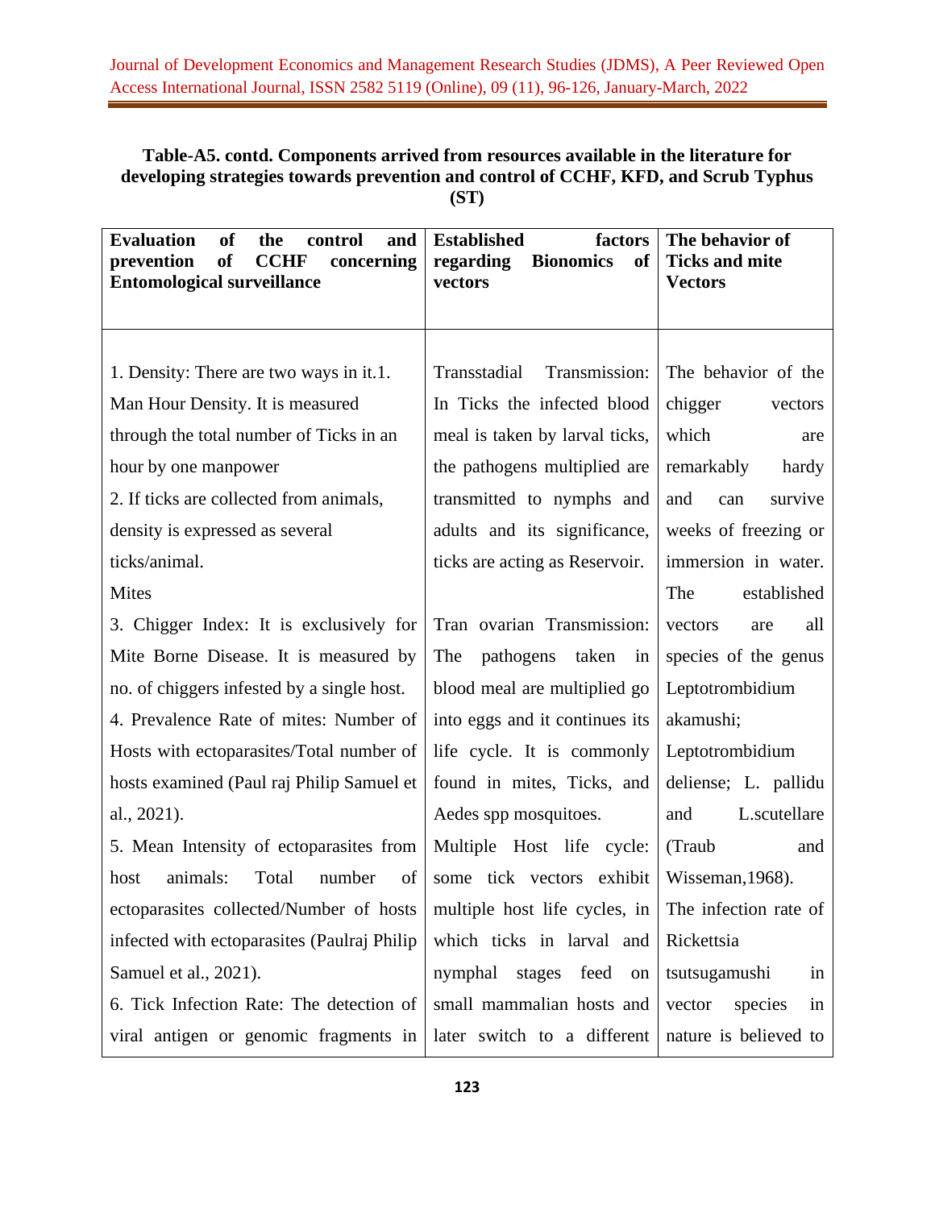**Table-A5. contd. Components arrived from resources available in the literature for developing strategies towards prevention and control of CCHF, KFD, and Scrub Typhus (ST)**

| Evaluation of the control and prevention of CCHF concerning Entomological surveillance | Established factors regarding Bionomics of vectors | The behavior of Ticks and mite Vectors |
|---|---|---|
| 1. Density: There are two ways in it.1. Man Hour Density. It is measured through the total number of Ticks in an hour by one manpower<br>2. If ticks are collected from animals, density is expressed as several ticks/animal.<br>Mites<br>3. Chigger Index: It is exclusively for Mite Borne Disease. It is measured by no. of chiggers infested by a single host.<br>4. Prevalence Rate of mites: Number of Hosts with ectoparasites/Total number of hosts examined (Paul raj Philip Samuel et al., 2021).<br>5. Mean Intensity of ectoparasites from host animals: Total number of ectoparasites collected/Number of hosts infected with ectoparasites (Paulraj Philip Samuel et al., 2021).<br>6. Tick Infection Rate: The detection of viral antigen or genomic fragments in | Transstadial Transmission: In Ticks the infected blood meal is taken by larval ticks, the pathogens multiplied are transmitted to nymphs and adults and its significance, ticks are acting as Reservoir.<br>Tran ovarian Transmission: The pathogens taken in blood meal are multiplied go into eggs and it continues its life cycle. It is commonly found in mites, Ticks, and Aedes spp mosquitoes.<br>Multiple Host life cycle: some tick vectors exhibit multiple host life cycles, in which ticks in larval and nymphal stages feed on small mammalian hosts and later switch to a different | The behavior of the chigger vectors which are remarkably hardy and can survive weeks of freezing or immersion in water. The established vectors are all species of the genus Leptotrombidium akamushi; Leptotrombidium deliense; L. pallidu and L.scutellare (Traub and Wisseman,1968). The infection rate of Rickettsia tsutsugamushi in vector species in nature is believed to |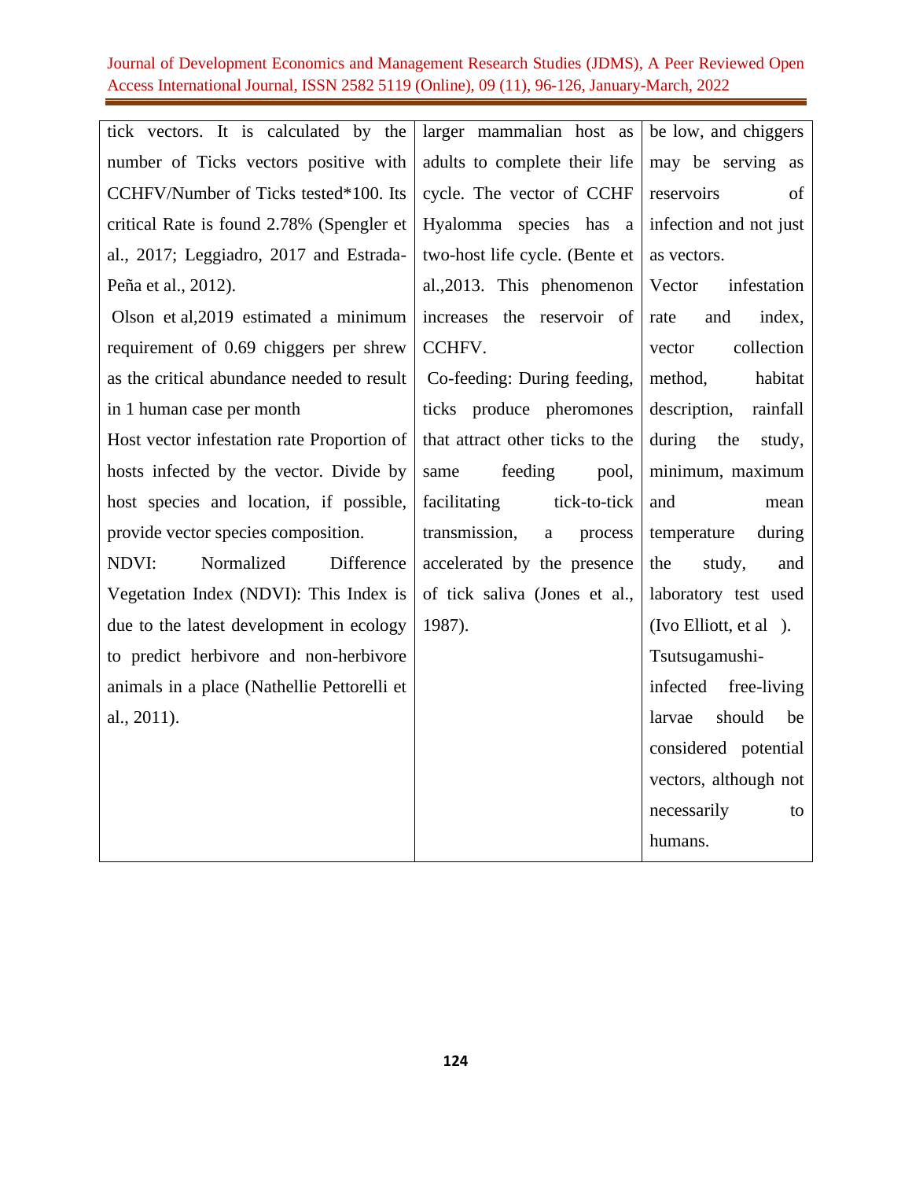| | | |
|---|---|---|
| tick vectors. It is calculated by the number of Ticks vectors positive with CCHFV/Number of Ticks tested*100. Its critical Rate is found 2.78% (Spengler et al., 2017; Leggiadro, 2017 and Estrada-Peña et al., 2012).<br><br>Olson et al,2019 estimated a minimum requirement of 0.69 chiggers per shrew as the critical abundance needed to result in 1 human case per month<br><br>Host vector infestation rate Proportion of hosts infected by the vector. Divide by host species and location, if possible, provide vector species composition.<br><br>NDVI: Normalized Difference Vegetation Index (NDVI): This Index is due to the latest development in ecology to predict herbivore and non-herbivore animals in a place (Nathellie Pettorelli et al., 2011). | larger mammalian host as adults to complete their life cycle. The vector of CCHF Hyalomma species has a two-host life cycle. (Bente et al.,2013. This phenomenon increases the reservoir of CCHFV.<br><br>Co-feeding: During feeding, ticks produce pheromones that attract other ticks to the same feeding pool, facilitating tick-to-tick transmission, a process accelerated by the presence of tick saliva (Jones et al., 1987). | be low, and chiggers may be serving as reservoirs of infection and not just as vectors.<br><br>Vector infestation rate and index, vector collection method, habitat description, rainfall during the study, minimum, maximum and mean temperature during the study, and laboratory test used (Ivo Elliott, et al ).<br><br>Tsutsugamushi-infected free-living larvae should be considered potential vectors, although not necessarily to humans. |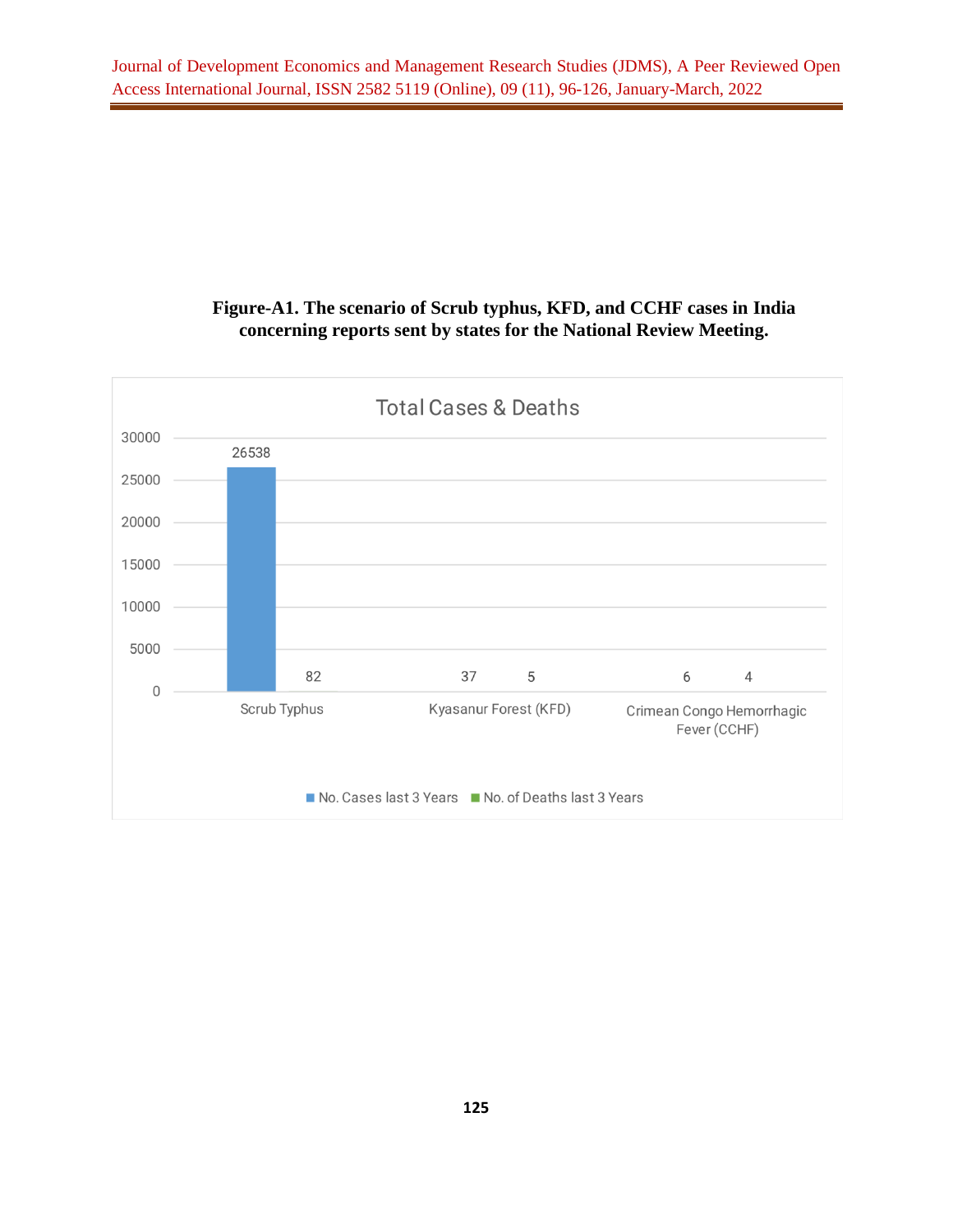**Figure-A1. The scenario of Scrub typhus, KFD, and CCHF cases in India concerning reports sent by states for the National Review Meeting.**

Total Cases & Deaths

| | No. Cases last 3 Years | No. of Deaths last 3 Years |
|---|---|---|
| Scrub Typhus | 26538 | 82 |
| Kyasanur Forest (KFD) | 37 | 5 |
| Crimean Congo Hemorrhagic Fever (CCHF) | 6 | 4 |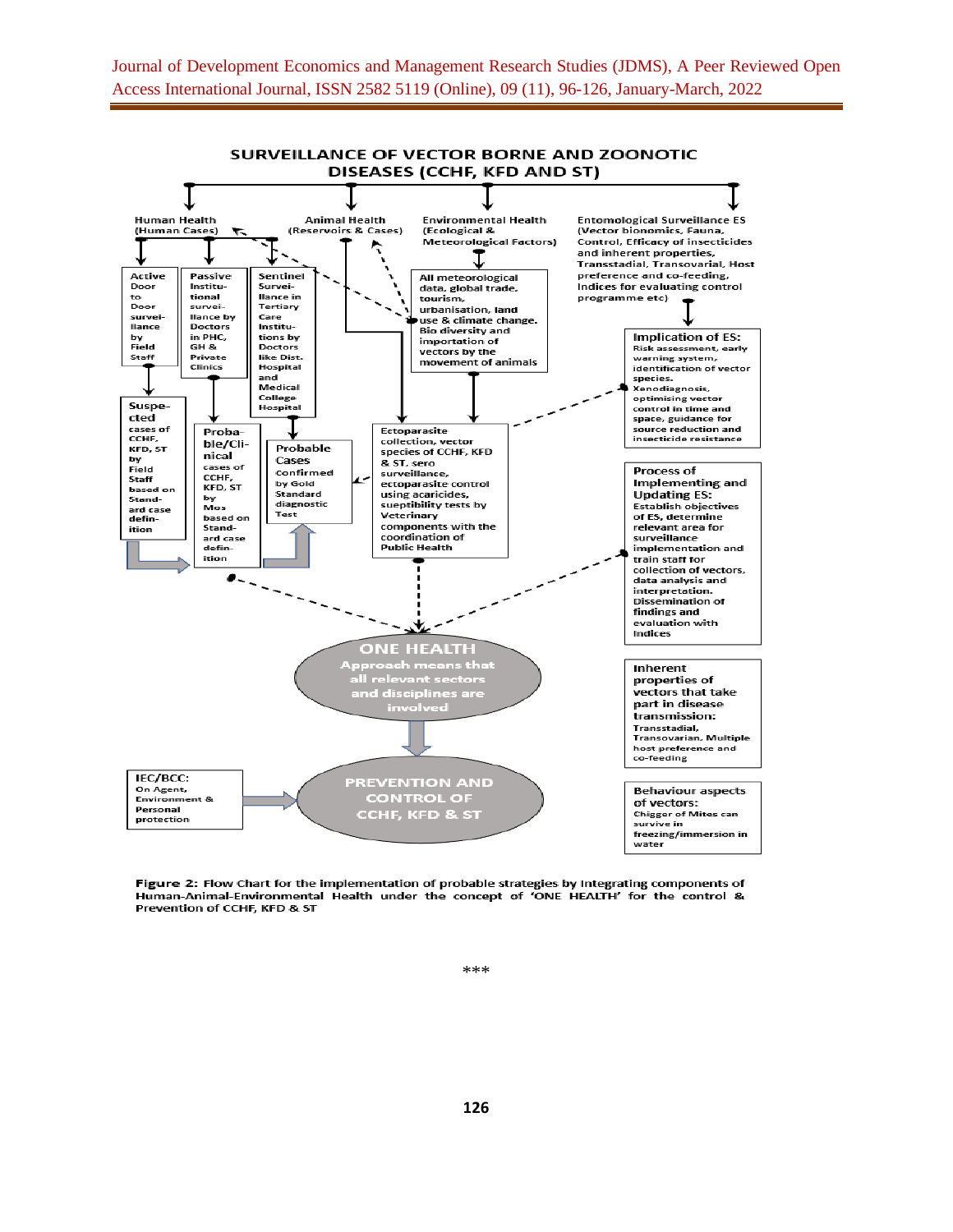SURVEILLANCE OF VECTOR BORNE AND ZOONOTIC DISEASES (CCHF, KFD AND ST)

Human Health (Human Cases)

Animal Health (Reservoirs & Cases)

Environmental Health (Ecological & Meteorological Factors)

Entomological Surveillance ES (Vector bionomics, Fauna, Control, Efficacy of insecticides and inherent properties, Transstadial, Transovarial, Host preference and co-feeding, Indices for evaluating control programme etc)

Active Door to Door surveillance by Field Staff

Passive Institutional surveillance by Doctors in PHC, GH & Private Clinics

Sentinel Surveillance in Tertiary Care Institutions by Doctors like Dist. Hospital and Medical College Hospital

All meteorological data, global trade, tourism, urbanisation, land use & climate change. Bio diversity and importation of vectors by the movement of animals

Implication of ES: Risk assessment, early warning system, identification of vector species. Xenodiagnosis, optimising vector control in time and space, guidance for source reduction and insecticide resistance

Suspected cases of CCHF, KFD, ST by Field Staff based on Standard case definition

Probable/Clinical cases of CCHF, KFD, ST by Mos based on Standard case definition

Probable Cases confirmed by Gold Standard diagnostic Test

Ectoparasite collection, vector species of CCHF, KFD & ST, sero surveillance, ectoparasite control using acaricides, sueptibility tests by Veterinary components with the coordination of Public Health

Process of Implementing and Updating ES: Establish objectives of ES, determine relevant area for surveillance implementation and train staff for collection of vectors, data analysis and interpretation. Dissemination of findings and evaluation with Indices

ONE HEALTH Approach means that all relevant sectors and disciplines are involved

Inherent properties of vectors that take part in disease transmission: Transstadial, Transovarian, Multiple host preference and co-feeding

IEC/BCC: On Agent, Environment & Personal protection

PREVENTION AND CONTROL OF CCHF, KFD & ST

Behaviour aspects of vectors: Chigger of Mites can survive in freezing/immersion in water

**Figure 2:** Flow Chart for the implementation of probable strategies by Integrating components of Human-Animal-Environmental Health under the concept of 'ONE HEALTH' for the control & Prevention of CCHF, KFD & ST

***